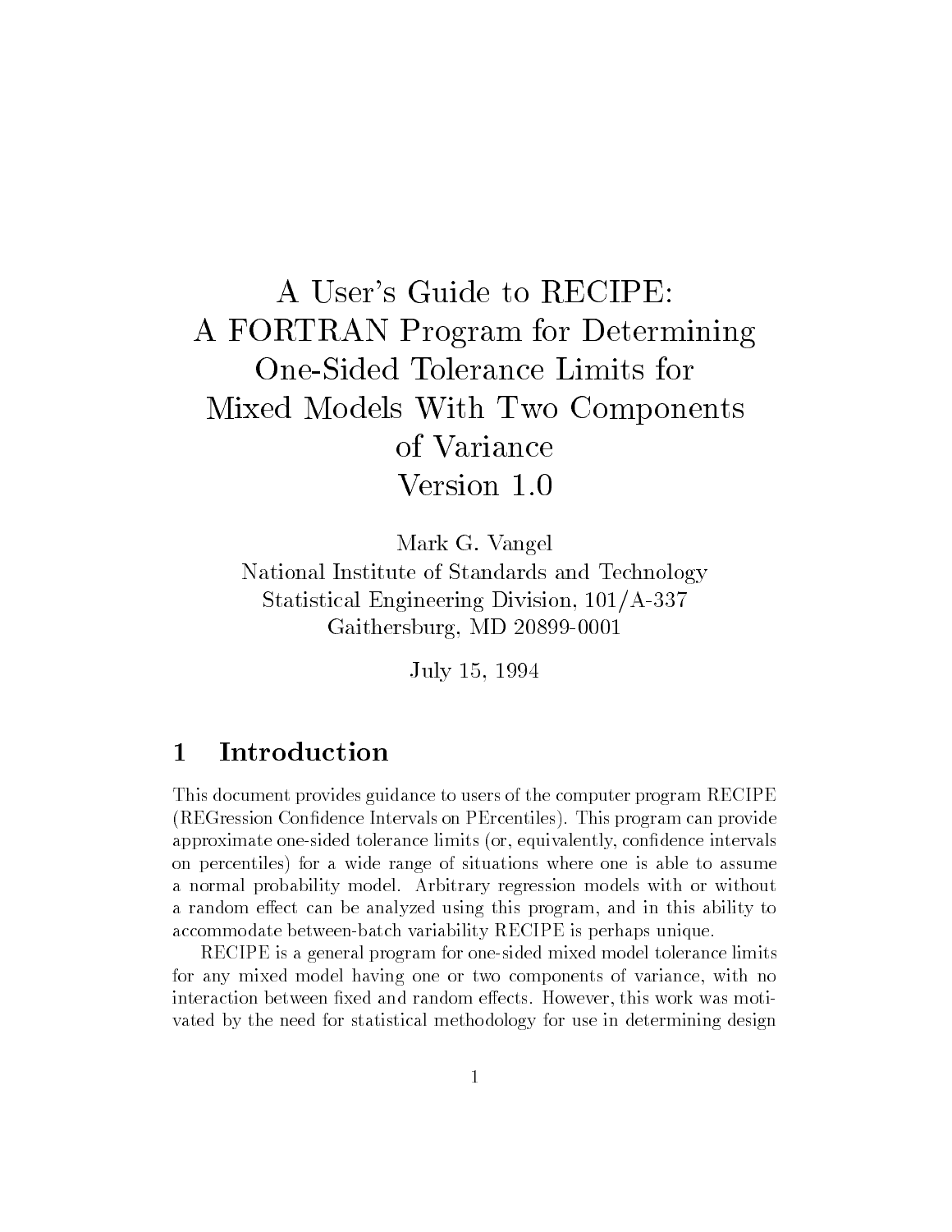# A User's Guide to RECIPE: A FORTRAN Program for Determining One-Sided Tolerance Limits for Mixed Models With Two Components of Variance Version 1.0

Mark G. Vangel
National Institute of Standards and Technology
Statistical Engineering Division, 101/A-337
Gaithersburg, MD 20899-0001

July 15, 1994

## 1 Introduction

This document provides guidance to users of the computer program RECIPE (REGression Confidence Intervals on PErcentiles). This program can provide approximate one-sided tolerance limits (or, equivalently, confidence intervals on percentiles) for a wide range of situations where one is able to assume a normal probability model. Arbitrary regression models with or without a random effect can be analyzed using this program, and in this ability to accommodate between-batch variability RECIPE is perhaps unique.

RECIPE is a general program for one-sided mixed model tolerance limits for any mixed model having one or two components of variance, with no interaction between fixed and random effects. However, this work was motivated by the need for statistical methodology for use in determining design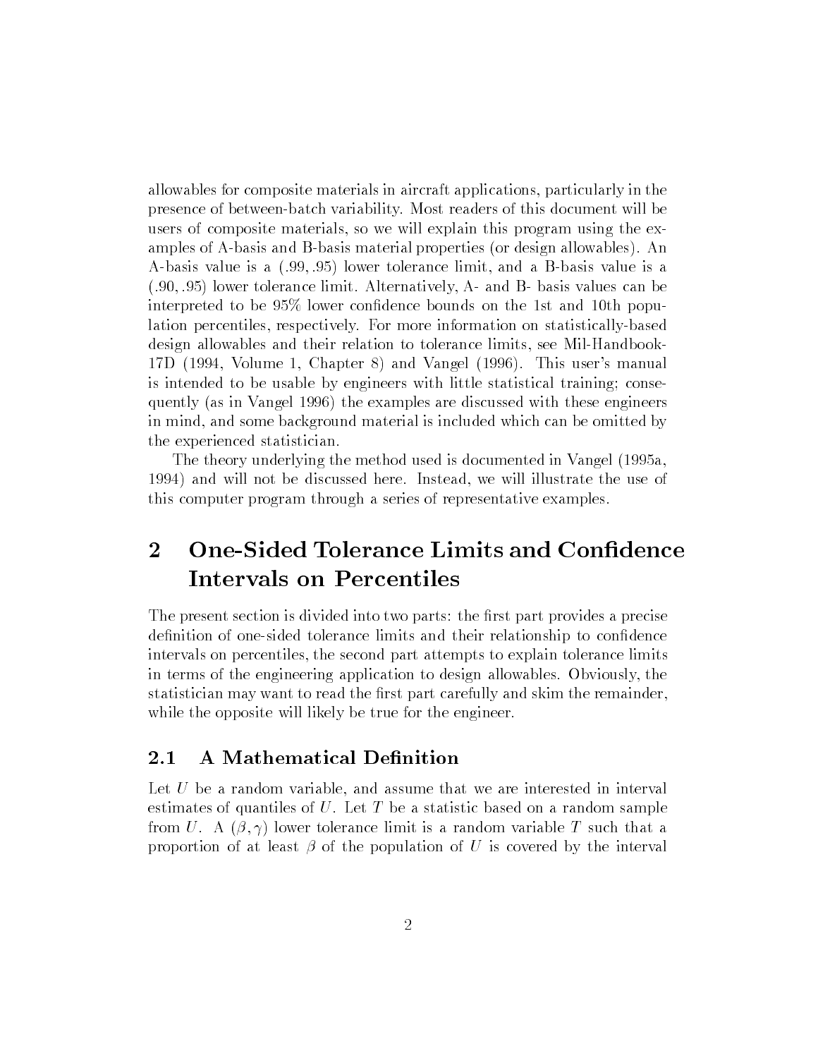allowables for composite materials in aircraft applications, particularly in the presence of between-batch variability. Most readers of this document will be users of composite materials, so we will explain this program using the examples of A-basis and B-basis material properties (or design allowables). An A-basis value is a $(.99, .95)$ lower tolerance limit, and a B-basis value is a $(.90, .95)$ lower tolerance limit. Alternatively, A- and B- basis values can be interpreted to be 95% lower confidence bounds on the 1st and 10th population percentiles, respectively. For more information on statistically-based design allowables and their relation to tolerance limits, see Mil-Handbook-17D (1994, Volume 1, Chapter 8) and Vangel (1996). This user's manual is intended to be usable by engineers with little statistical training; consequently (as in Vangel 1996) the examples are discussed with these engineers in mind, and some background material is included which can be omitted by the experienced statistician.

The theory underlying the method used is documented in Vangel (1995a, 1994) and will not be discussed here. Instead, we will illustrate the use of this computer program through a series of representative examples.

# 2 One-Sided Tolerance Limits and Confidence Intervals on Percentiles

The present section is divided into two parts: the first part provides a precise definition of one-sided tolerance limits and their relationship to confidence intervals on percentiles, the second part attempts to explain tolerance limits in terms of the engineering application to design allowables. Obviously, the statistician may want to read the first part carefully and skim the remainder, while the opposite will likely be true for the engineer.

## 2.1 A Mathematical Definition

Let $U$ be a random variable, and assume that we are interested in interval estimates of quantiles of $U$. Let $T$ be a statistic based on a random sample from $U$. A $(\beta, \gamma)$ lower tolerance limit is a random variable $T$ such that a proportion of at least $\beta$ of the population of $U$ is covered by the interval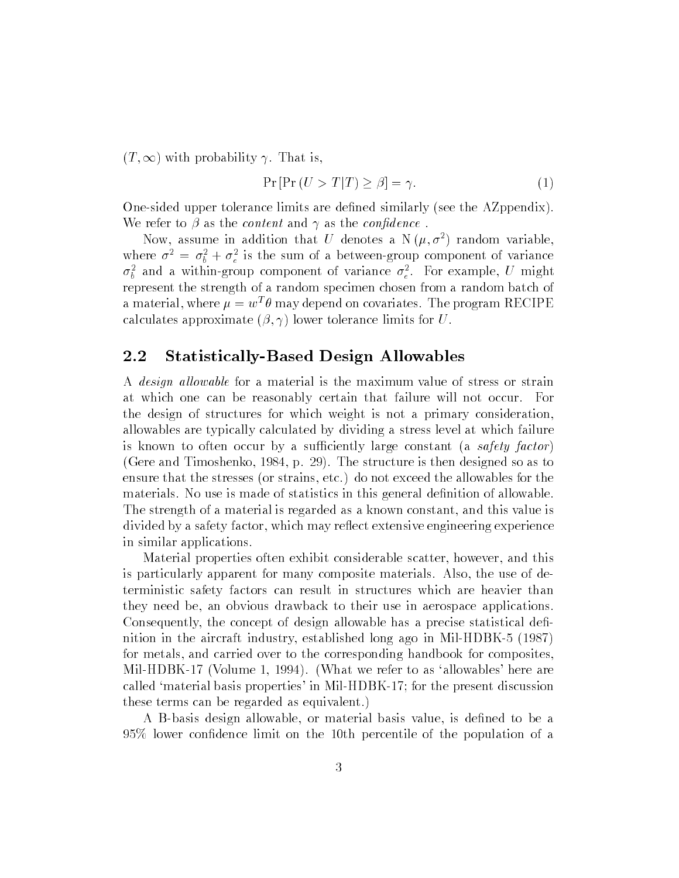$(T, \infty)$ with probability $\gamma$. That is,

$$\Pr\left[\Pr\left(U > T|T\right) \geq \beta\right] = \gamma. \tag{1}$$

One-sided upper tolerance limits are defined similarly (see the AZppendix). We refer to $\beta$ as the *content* and $\gamma$ as the *confidence* .

Now, assume in addition that $U$ denotes a $\mathrm{N}(\mu, \sigma^2)$ random variable, where $\sigma^2 = \sigma_b^2 + \sigma_e^2$ is the sum of a between-group component of variance $\sigma_b^2$ and a within-group component of variance $\sigma_e^2$. For example, $U$ might represent the strength of a random specimen chosen from a random batch of a material, where $\mu = w^T\theta$ may depend on covariates. The program RECIPE calculates approximate $(\beta, \gamma)$ lower tolerance limits for $U$.

## 2.2 Statistically-Based Design Allowables

A *design allowable* for a material is the maximum value of stress or strain at which one can be reasonably certain that failure will not occur. For the design of structures for which weight is not a primary consideration, allowables are typically calculated by dividing a stress level at which failure is known to often occur by a sufficiently large constant (a *safety factor*) (Gere and Timoshenko, 1984, p. 29). The structure is then designed so as to ensure that the stresses (or strains, etc.) do not exceed the allowables for the materials. No use is made of statistics in this general definition of allowable. The strength of a material is regarded as a known constant, and this value is divided by a safety factor, which may reflect extensive engineering experience in similar applications.

Material properties often exhibit considerable scatter, however, and this is particularly apparent for many composite materials. Also, the use of deterministic safety factors can result in structures which are heavier than they need be, an obvious drawback to their use in aerospace applications. Consequently, the concept of design allowable has a precise statistical definition in the aircraft industry, established long ago in Mil-HDBK-5 (1987) for metals, and carried over to the corresponding handbook for composites, Mil-HDBK-17 (Volume 1, 1994). (What we refer to as 'allowables' here are called 'material basis properties' in Mil-HDBK-17; for the present discussion these terms can be regarded as equivalent.)

A B-basis design allowable, or material basis value, is defined to be a 95% lower confidence limit on the 10th percentile of the population of a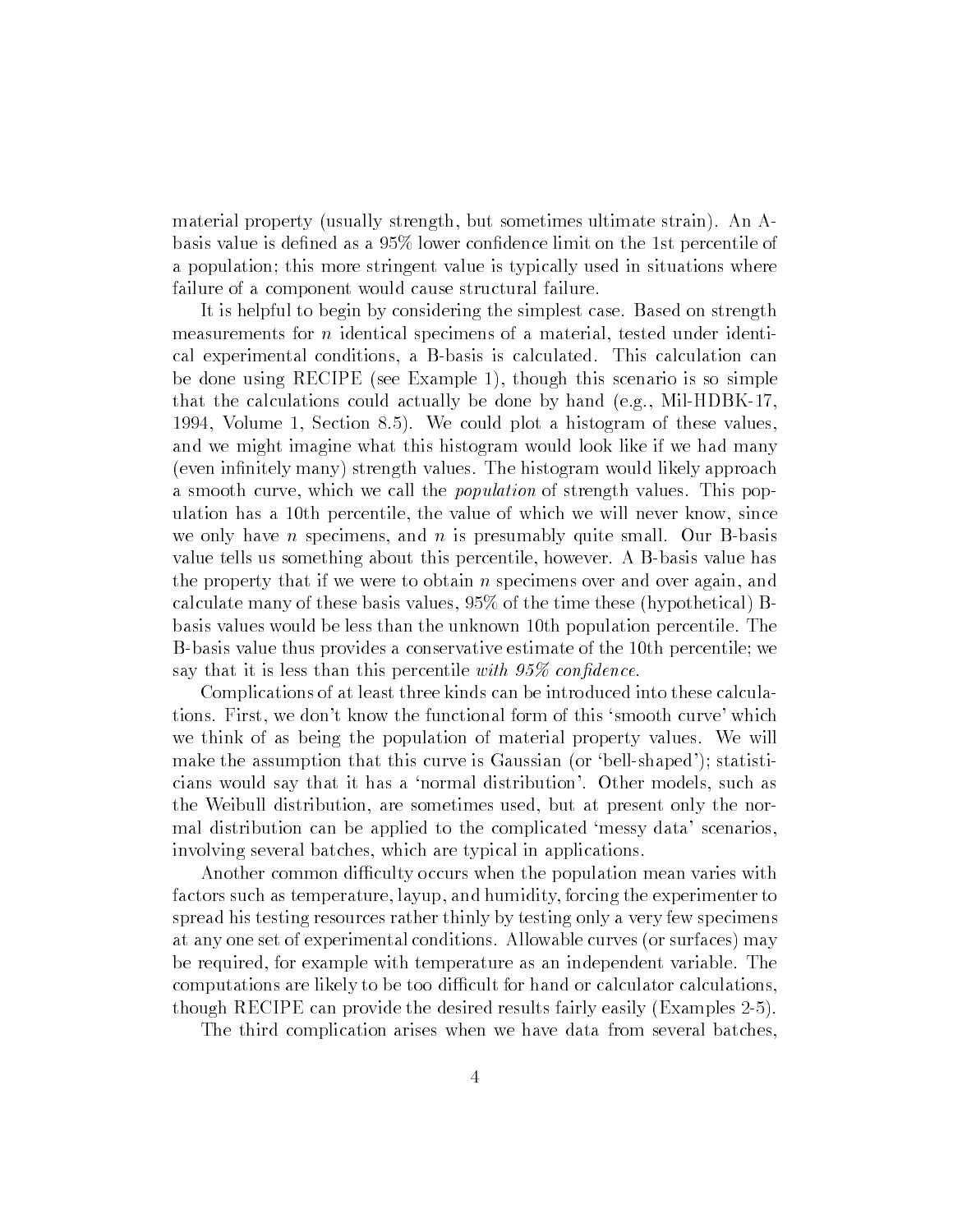material property (usually strength, but sometimes ultimate strain). An A-basis value is defined as a 95% lower confidence limit on the 1st percentile of a population; this more stringent value is typically used in situations where failure of a component would cause structural failure.

It is helpful to begin by considering the simplest case. Based on strength measurements for $n$ identical specimens of a material, tested under identical experimental conditions, a B-basis is calculated. This calculation can be done using RECIPE (see Example 1), though this scenario is so simple that the calculations could actually be done by hand (e.g., Mil-HDBK-17, 1994, Volume 1, Section 8.5). We could plot a histogram of these values, and we might imagine what this histogram would look like if we had many (even infinitely many) strength values. The histogram would likely approach a smooth curve, which we call the *population* of strength values. This population has a 10th percentile, the value of which we will never know, since we only have $n$ specimens, and $n$ is presumably quite small. Our B-basis value tells us something about this percentile, however. A B-basis value has the property that if we were to obtain $n$ specimens over and over again, and calculate many of these basis values, 95% of the time these (hypothetical) B-basis values would be less than the unknown 10th population percentile. The B-basis value thus provides a conservative estimate of the 10th percentile; we say that it is less than this percentile *with 95% confidence*.

Complications of at least three kinds can be introduced into these calculations. First, we don't know the functional form of this 'smooth curve' which we think of as being the population of material property values. We will make the assumption that this curve is Gaussian (or 'bell-shaped'); statisticians would say that it has a 'normal distribution'. Other models, such as the Weibull distribution, are sometimes used, but at present only the normal distribution can be applied to the complicated 'messy data' scenarios, involving several batches, which are typical in applications.

Another common difficulty occurs when the population mean varies with factors such as temperature, layup, and humidity, forcing the experimenter to spread his testing resources rather thinly by testing only a very few specimens at any one set of experimental conditions. Allowable curves (or surfaces) may be required, for example with temperature as an independent variable. The computations are likely to be too difficult for hand or calculator calculations, though RECIPE can provide the desired results fairly easily (Examples 2-5).

The third complication arises when we have data from several batches,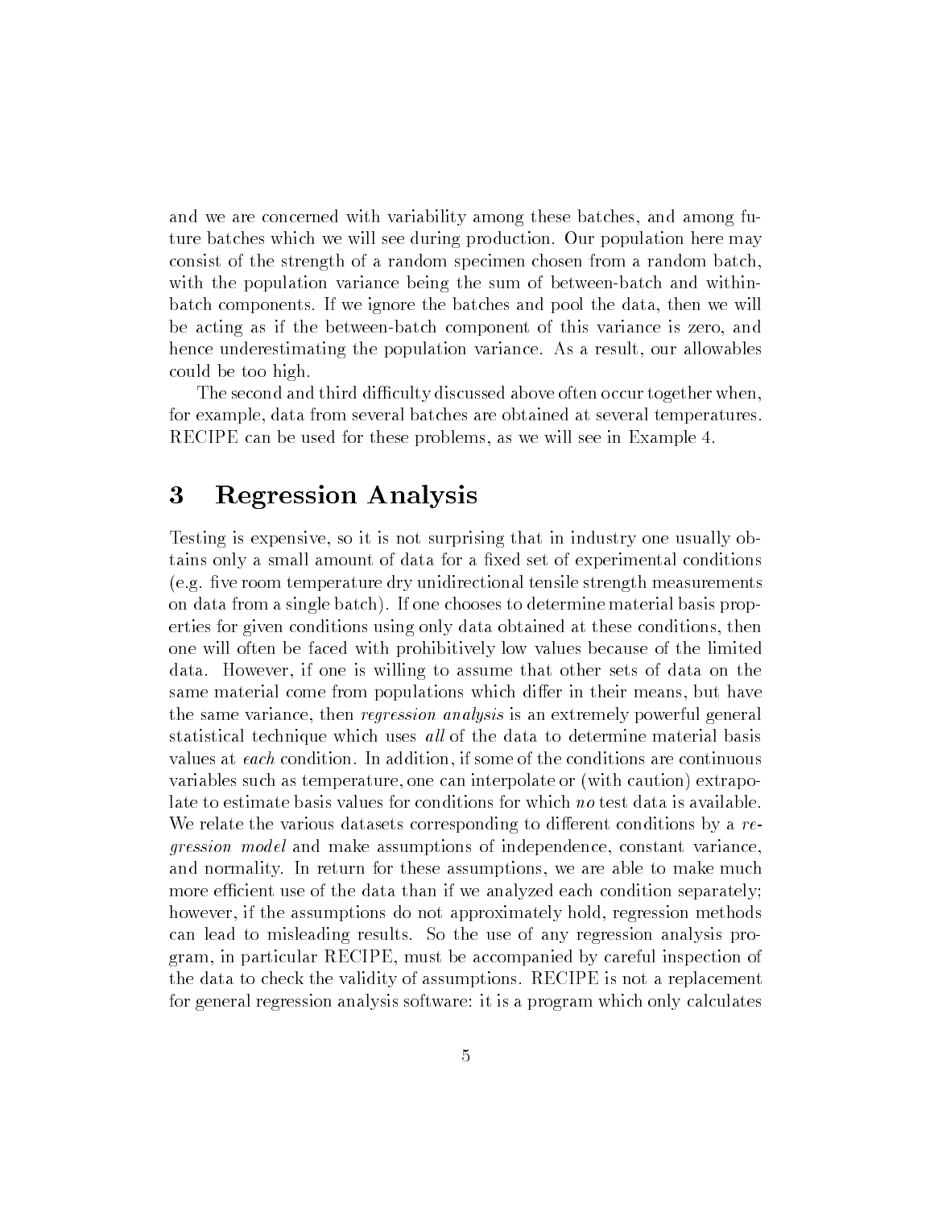and we are concerned with variability among these batches, and among future batches which we will see during production. Our population here may consist of the strength of a random specimen chosen from a random batch, with the population variance being the sum of between-batch and within-batch components. If we ignore the batches and pool the data, then we will be acting as if the between-batch component of this variance is zero, and hence underestimating the population variance. As a result, our allowables could be too high.

The second and third difficulty discussed above often occur together when, for example, data from several batches are obtained at several temperatures. RECIPE can be used for these problems, as we will see in Example 4.

## 3 Regression Analysis

Testing is expensive, so it is not surprising that in industry one usually obtains only a small amount of data for a fixed set of experimental conditions (e.g. five room temperature dry unidirectional tensile strength measurements on data from a single batch). If one chooses to determine material basis properties for given conditions using only data obtained at these conditions, then one will often be faced with prohibitively low values because of the limited data. However, if one is willing to assume that other sets of data on the same material come from populations which differ in their means, but have the same variance, then *regression analysis* is an extremely powerful general statistical technique which uses *all* of the data to determine material basis values at *each* condition. In addition, if some of the conditions are continuous variables such as temperature, one can interpolate or (with caution) extrapolate to estimate basis values for conditions for which *no* test data is available. We relate the various datasets corresponding to different conditions by a *regression model* and make assumptions of independence, constant variance, and normality. In return for these assumptions, we are able to make much more efficient use of the data than if we analyzed each condition separately; however, if the assumptions do not approximately hold, regression methods can lead to misleading results. So the use of any regression analysis program, in particular RECIPE, must be accompanied by careful inspection of the data to check the validity of assumptions. RECIPE is not a replacement for general regression analysis software: it is a program which only calculates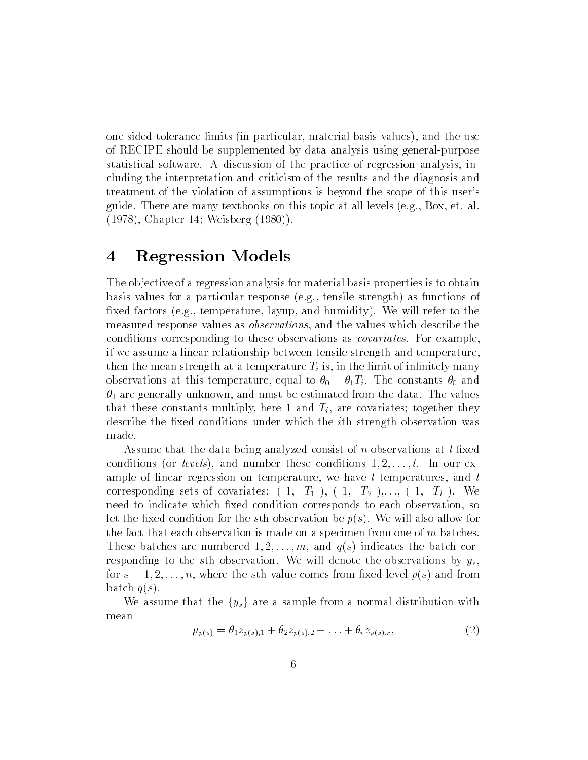one-sided tolerance limits (in particular, material basis values), and the use of RECIPE should be supplemented by data analysis using general-purpose statistical software. A discussion of the practice of regression analysis, including the interpretation and criticism of the results and the diagnosis and treatment of the violation of assumptions is beyond the scope of this user's guide. There are many textbooks on this topic at all levels (e.g., Box, et. al. (1978), Chapter 14; Weisberg (1980)).

# 4 Regression Models

The objective of a regression analysis for material basis properties is to obtain basis values for a particular response (e.g., tensile strength) as functions of fixed factors (e.g., temperature, layup, and humidity). We will refer to the measured response values as *observations*, and the values which describe the conditions corresponding to these observations as *covariates*. For example, if we assume a linear relationship between tensile strength and temperature, then the mean strength at a temperature $T_i$ is, in the limit of infinitely many observations at this temperature, equal to $\theta_0 + \theta_1 T_i$. The constants $\theta_0$ and $\theta_1$ are generally unknown, and must be estimated from the data. The values that these constants multiply, here 1 and $T_i$, are covariates; together they describe the fixed conditions under which the $i$th strength observation was made.

Assume that the data being analyzed consist of $n$ observations at $l$ fixed conditions (or *levels*), and number these conditions $1, 2, \ldots, l$. In our example of linear regression on temperature, we have $l$ temperatures, and $l$ corresponding sets of covariates: $( 1, \;\; T_1 )$, $( 1, \;\; T_2 )$,..., $( 1, \;\; T_l )$. We need to indicate which fixed condition corresponds to each observation, so let the fixed condition for the $s$th observation be $p(s)$. We will also allow for the fact that each observation is made on a specimen from one of $m$ batches. These batches are numbered $1, 2, \ldots, m$, and $q(s)$ indicates the batch corresponding to the $s$th observation. We will denote the observations by $y_s$, for $s = 1, 2, \ldots, n$, where the $s$th value comes from fixed level $p(s)$ and from batch $q(s)$.

We assume that the $\{y_s\}$ are a sample from a normal distribution with mean

$$\mu_{p(s)} = \theta_1 z_{p(s),1} + \theta_2 z_{p(s),2} + \ldots + \theta_r z_{p(s),r}, \tag{2}$$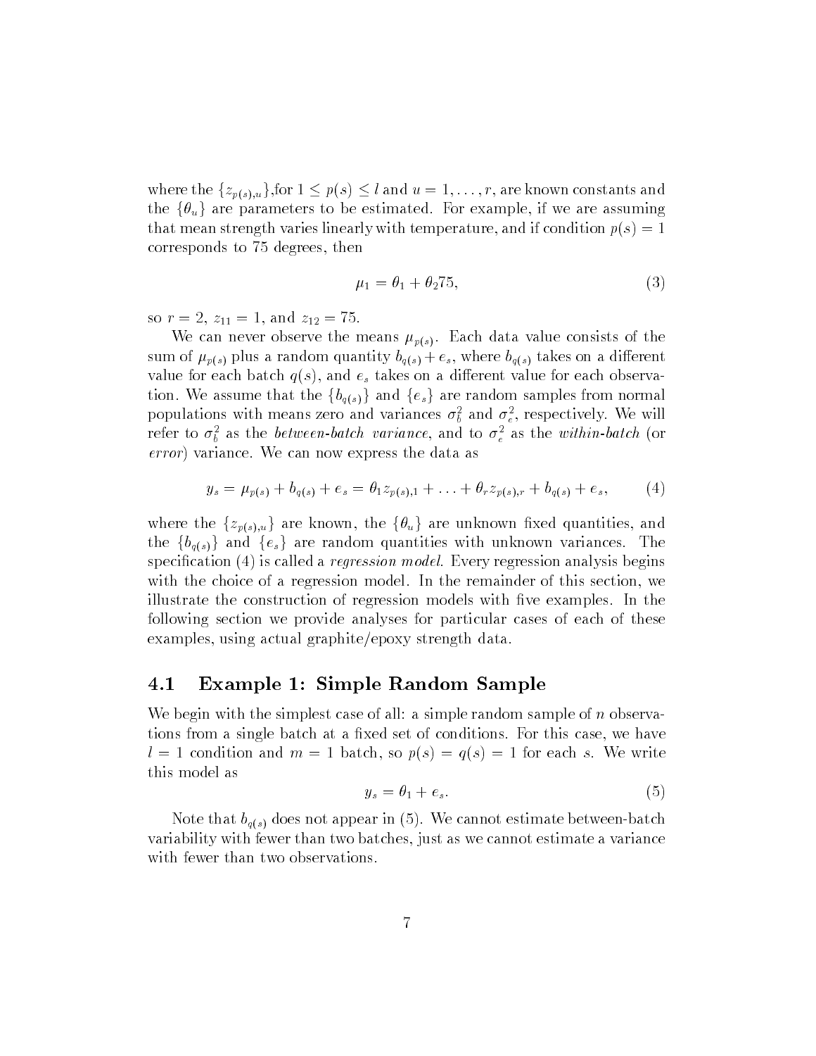where the $\{z_{p(s),u}\}$,for $1 \leq p(s) \leq l$ and $u = 1, \ldots, r$, are known constants and the $\{\theta_u\}$ are parameters to be estimated. For example, if we are assuming that mean strength varies linearly with temperature, and if condition $p(s) = 1$ corresponds to 75 degrees, then

$$\mu_1 = \theta_1 + \theta_2 75, \tag{3}$$

so $r = 2$, $z_{11} = 1$, and $z_{12} = 75$.

We can never observe the means $\mu_{p(s)}$. Each data value consists of the sum of $\mu_{p(s)}$ plus a random quantity $b_{q(s)} + e_s$, where $b_{q(s)}$ takes on a different value for each batch $q(s)$, and $e_s$ takes on a different value for each observation. We assume that the $\{b_{q(s)}\}$ and $\{e_s\}$ are random samples from normal populations with means zero and variances $\sigma_b^2$ and $\sigma_e^2$, respectively. We will refer to $\sigma_b^2$ as the *between-batch variance*, and to $\sigma_e^2$ as the *within-batch* (or *error*) variance. We can now express the data as

$$y_s = \mu_{p(s)} + b_{q(s)} + e_s = \theta_1 z_{p(s),1} + \ldots + \theta_r z_{p(s),r} + b_{q(s)} + e_s, \tag{4}$$

where the $\{z_{p(s),u}\}$ are known, the $\{\theta_u\}$ are unknown fixed quantities, and the $\{b_{q(s)}\}$ and $\{e_s\}$ are random quantities with unknown variances. The specification (4) is called a *regression model*. Every regression analysis begins with the choice of a regression model. In the remainder of this section, we illustrate the construction of regression models with five examples. In the following section we provide analyses for particular cases of each of these examples, using actual graphite/epoxy strength data.

### 4.1 Example 1: Simple Random Sample

We begin with the simplest case of all: a simple random sample of $n$ observations from a single batch at a fixed set of conditions. For this case, we have $l = 1$ condition and $m = 1$ batch, so $p(s) = q(s) = 1$ for each $s$. We write this model as

$$y_s = \theta_1 + e_s. \tag{5}$$

Note that $b_{q(s)}$ does not appear in (5). We cannot estimate between-batch variability with fewer than two batches, just as we cannot estimate a variance with fewer than two observations.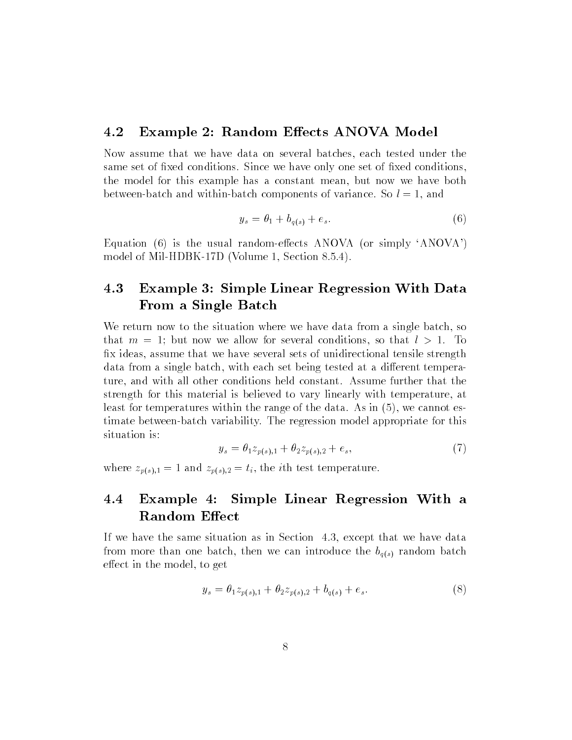## 4.2 Example 2: Random Effects ANOVA Model

Now assume that we have data on several batches, each tested under the same set of fixed conditions. Since we have only one set of fixed conditions, the model for this example has a constant mean, but now we have both between-batch and within-batch components of variance. So $l = 1$, and

$$y_s = \theta_1 + b_{q(s)} + e_s. \tag{6}$$

Equation (6) is the usual random-effects ANOVA (or simply 'ANOVA') model of Mil-HDBK-17D (Volume 1, Section 8.5.4).

## 4.3 Example 3: Simple Linear Regression With Data From a Single Batch

We return now to the situation where we have data from a single batch, so that $m = 1$; but now we allow for several conditions, so that $l > 1$. To fix ideas, assume that we have several sets of unidirectional tensile strength data from a single batch, with each set being tested at a different temperature, and with all other conditions held constant. Assume further that the strength for this material is believed to vary linearly with temperature, at least for temperatures within the range of the data. As in (5), we cannot estimate between-batch variability. The regression model appropriate for this situation is:

$$y_s = \theta_1 z_{p(s),1} + \theta_2 z_{p(s),2} + e_s, \tag{7}$$

where $z_{p(s),1} = 1$ and $z_{p(s),2} = t_i$, the $i$th test temperature.

## 4.4 Example 4: Simple Linear Regression With a Random Effect

If we have the same situation as in Section 4.3, except that we have data from more than one batch, then we can introduce the $b_{q(s)}$ random batch effect in the model, to get

$$y_s = \theta_1 z_{p(s),1} + \theta_2 z_{p(s),2} + b_{q(s)} + e_s. \tag{8}$$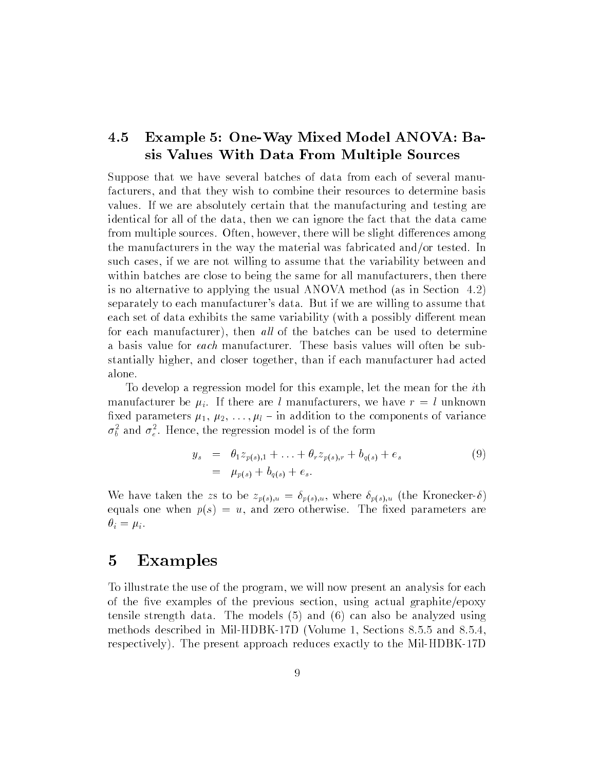### 4.5 Example 5: One-Way Mixed Model ANOVA: Basis Values With Data From Multiple Sources

Suppose that we have several batches of data from each of several manufacturers, and that they wish to combine their resources to determine basis values. If we are absolutely certain that the manufacturing and testing are identical for all of the data, then we can ignore the fact that the data came from multiple sources. Often, however, there will be slight differences among the manufacturers in the way the material was fabricated and/or tested. In such cases, if we are not willing to assume that the variability between and within batches are close to being the same for all manufacturers, then there is no alternative to applying the usual ANOVA method (as in Section 4.2) separately to each manufacturer's data. But if we are willing to assume that each set of data exhibits the same variability (with a possibly different mean for each manufacturer), then *all* of the batches can be used to determine a basis value for *each* manufacturer. These basis values will often be substantially higher, and closer together, than if each manufacturer had acted alone.

To develop a regression model for this example, let the mean for the $i$th manufacturer be $\mu_i$. If there are $l$ manufacturers, we have $r = l$ unknown fixed parameters $\mu_1, \mu_2, \ldots, \mu_l$ – in addition to the components of variance $\sigma_b^2$ and $\sigma_e^2$. Hence, the regression model is of the form

$$
\begin{aligned}
y_s &= \theta_1 z_{p(s),1} + \ldots + \theta_r z_{p(s),r} + b_{q(s)} + e_s \\
&= \mu_{p(s)} + b_{q(s)} + e_s.
\end{aligned}
\tag{9}
$$

We have taken the $z$s to be $z_{p(s),u} = \delta_{p(s),u}$, where $\delta_{p(s),u}$ (the Kronecker-$\delta$) equals one when $p(s) = u$, and zero otherwise. The fixed parameters are $\theta_i = \mu_i$.

# 5 Examples

To illustrate the use of the program, we will now present an analysis for each of the five examples of the previous section, using actual graphite/epoxy tensile strength data. The models (5) and (6) can also be analyzed using methods described in Mil-HDBK-17D (Volume 1, Sections 8.5.5 and 8.5.4, respectively). The present approach reduces exactly to the Mil-HDBK-17D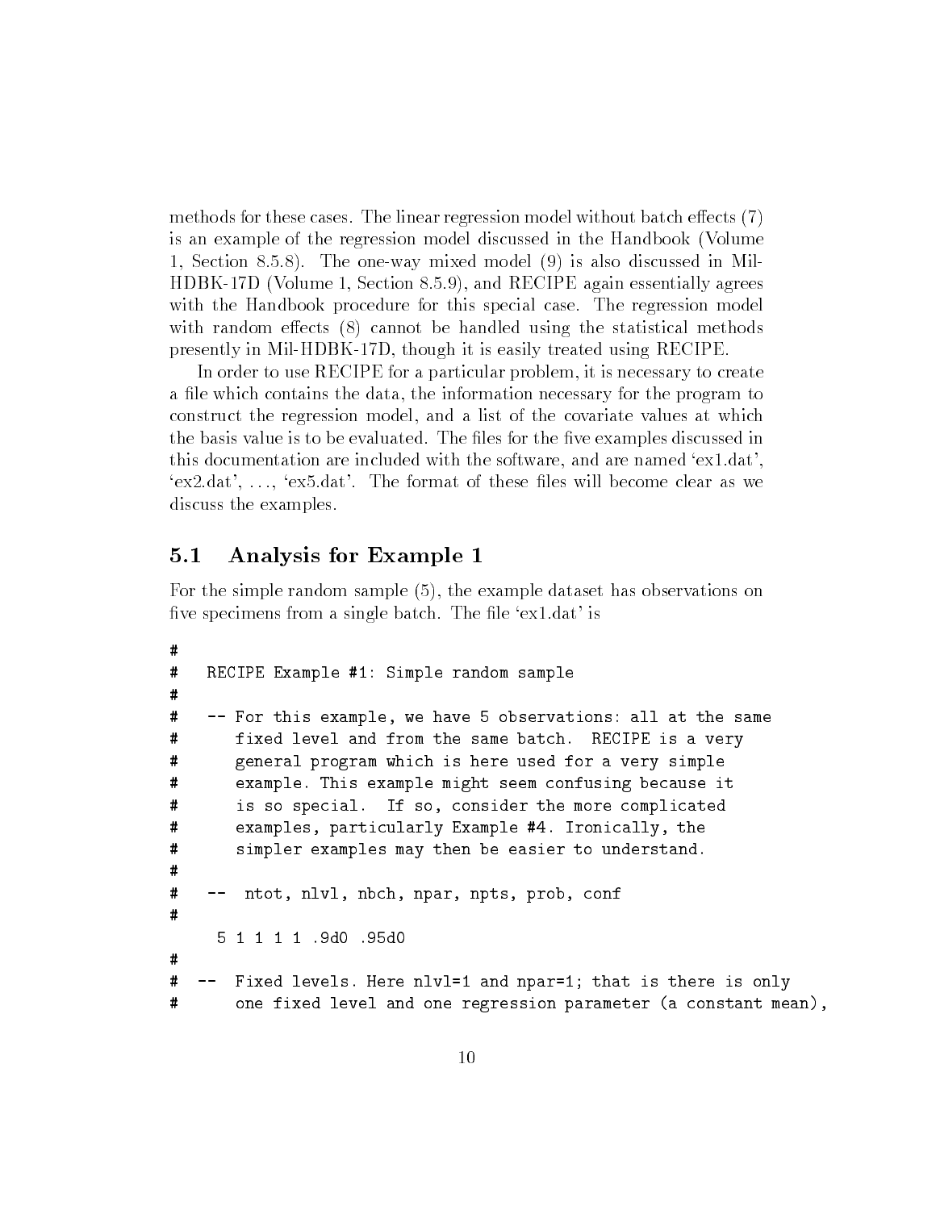methods for these cases. The linear regression model without batch effects (7) is an example of the regression model discussed in the Handbook (Volume 1, Section 8.5.8). The one-way mixed model (9) is also discussed in Mil-HDBK-17D (Volume 1, Section 8.5.9), and RECIPE again essentially agrees with the Handbook procedure for this special case. The regression model with random effects (8) cannot be handled using the statistical methods presently in Mil-HDBK-17D, though it is easily treated using RECIPE.

In order to use RECIPE for a particular problem, it is necessary to create a file which contains the data, the information necessary for the program to construct the regression model, and a list of the covariate values at which the basis value is to be evaluated. The files for the five examples discussed in this documentation are included with the software, and are named 'ex1.dat', 'ex2.dat', ..., 'ex5.dat'. The format of these files will become clear as we discuss the examples.

## 5.1 Analysis for Example 1

For the simple random sample (5), the example dataset has observations on five specimens from a single batch. The file 'ex1.dat' is

```
#
#   RECIPE Example #1: Simple random sample
#
#   -- For this example, we have 5 observations: all at the same
#      fixed level and from the same batch.  RECIPE is a very
#      general program which is here used for a very simple
#      example. This example might seem confusing because it
#      is so special.  If so, consider the more complicated
#      examples, particularly Example #4. Ironically, the
#      simpler examples may then be easier to understand.
#
#   --  ntot, nlvl, nbch, npar, npts, prob, conf
#
     5 1 1 1 1 .9d0 .95d0
#
#  --  Fixed levels. Here nlvl=1 and npar=1; that is there is only
#      one fixed level and one regression parameter (a constant mean),
```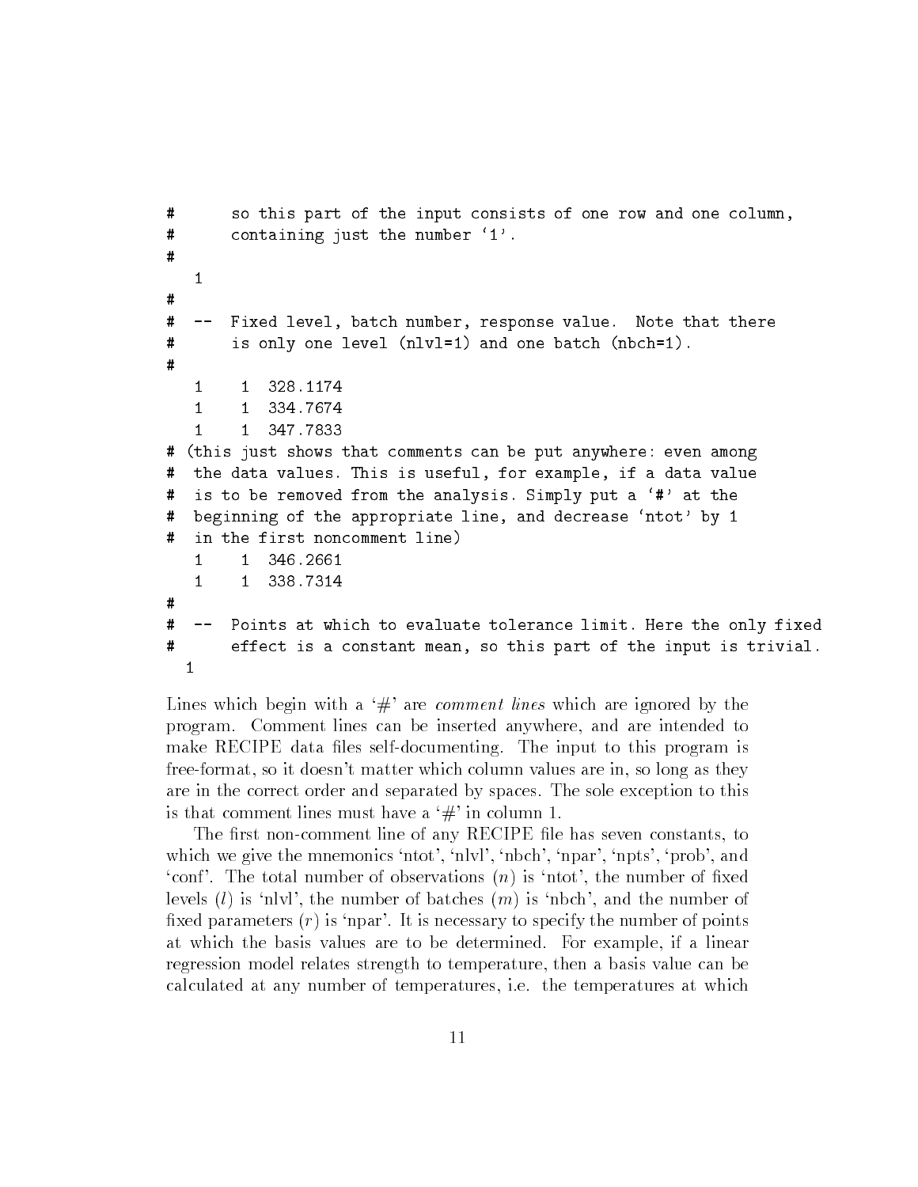```
#       so this part of the input consists of one row and one column,
#       containing just the number '1'.
#
   1
#
#   --  Fixed level, batch number, response value.  Note that there
#       is only one level (nlvl=1) and one batch (nbch=1).
#
   1     1  328.1174
   1     1  334.7674
   1     1  347.7833
# (this just shows that comments can be put anywhere: even among
#  the data values. This is useful, for example, if a data value
#  is to be removed from the analysis. Simply put a '#' at the
#  beginning of the appropriate line, and decrease 'ntot' by 1
#  in the first noncomment line)
   1     1  346.2661
   1     1  338.7314
#
#   --  Points at which to evaluate tolerance limit. Here the only fixed
#       effect is a constant mean, so this part of the input is trivial.
  1
```

Lines which begin with a '#' are *comment lines* which are ignored by the program. Comment lines can be inserted anywhere, and are intended to make RECIPE data files self-documenting. The input to this program is free-format, so it doesn't matter which column values are in, so long as they are in the correct order and separated by spaces. The sole exception to this is that comment lines must have a '#' in column 1.

The first non-comment line of any RECIPE file has seven constants, to which we give the mnemonics 'ntot', 'nlvl', 'nbch', 'npar', 'npts', 'prob', and 'conf'. The total number of observations ($n$) is 'ntot', the number of fixed levels ($l$) is 'nlvl', the number of batches ($m$) is 'nbch', and the number of fixed parameters ($r$) is 'npar'. It is necessary to specify the number of points at which the basis values are to be determined. For example, if a linear regression model relates strength to temperature, then a basis value can be calculated at any number of temperatures, i.e. the temperatures at which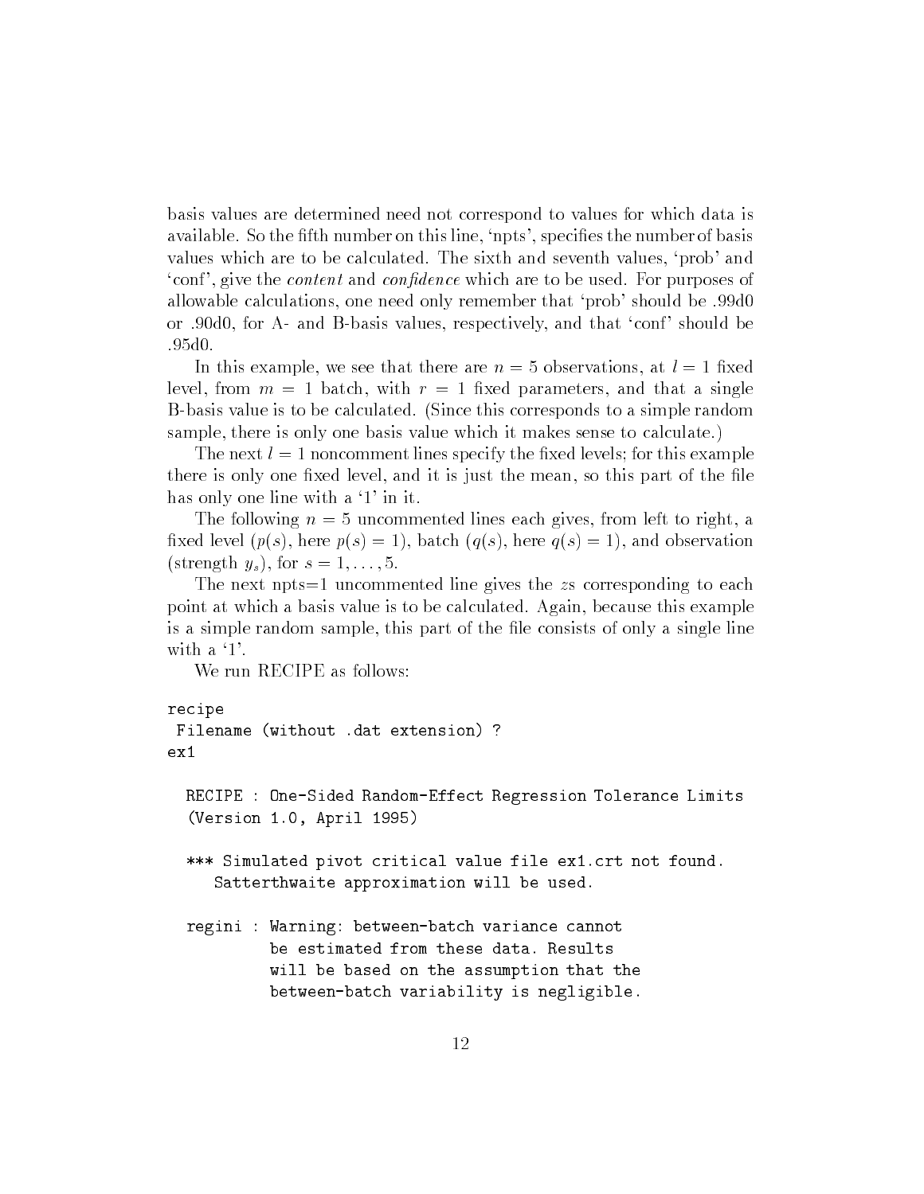basis values are determined need not correspond to values for which data is available. So the fifth number on this line, 'npts', specifies the number of basis values which are to be calculated. The sixth and seventh values, 'prob' and 'conf', give the *content* and *confidence* which are to be used. For purposes of allowable calculations, one need only remember that 'prob' should be .99d0 or .90d0, for A- and B-basis values, respectively, and that 'conf' should be .95d0.

In this example, we see that there are $n = 5$ observations, at $l = 1$ fixed level, from $m = 1$ batch, with $r = 1$ fixed parameters, and that a single B-basis value is to be calculated. (Since this corresponds to a simple random sample, there is only one basis value which it makes sense to calculate.)

The next $l = 1$ noncomment lines specify the fixed levels; for this example there is only one fixed level, and it is just the mean, so this part of the file has only one line with a '1' in it.

The following $n = 5$ uncommented lines each gives, from left to right, a fixed level ($p(s)$, here $p(s) = 1$), batch ($q(s)$, here $q(s) = 1$), and observation (strength $y_s$), for $s = 1, \ldots, 5$.

The next npts=1 uncommented line gives the $z$s corresponding to each point at which a basis value is to be calculated. Again, because this example is a simple random sample, this part of the file consists of only a single line with a '1'.

We run RECIPE as follows:

```
recipe
 Filename (without .dat extension) ?
ex1

  RECIPE : One-Sided Random-Effect Regression Tolerance Limits
  (Version 1.0, April 1995)

  *** Simulated pivot critical value file ex1.crt not found.
     Satterthwaite approximation will be used.

  regini : Warning: between-batch variance cannot
           be estimated from these data. Results
           will be based on the assumption that the
           between-batch variability is negligible.
```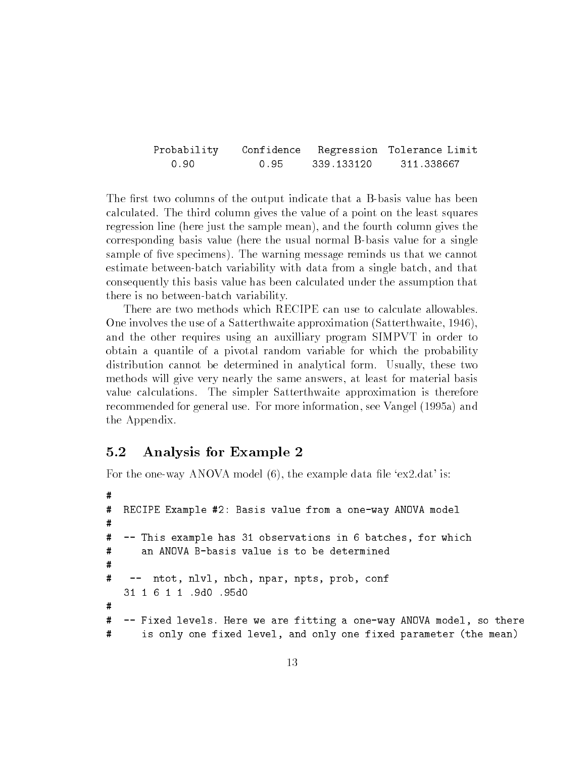```
Probability    Confidence   Regression  Tolerance Limit
   0.90           0.95      339.133120     311.338667
```

The first two columns of the output indicate that a B-basis value has been calculated. The third column gives the value of a point on the least squares regression line (here just the sample mean), and the fourth column gives the corresponding basis value (here the usual normal B-basis value for a single sample of five specimens). The warning message reminds us that we cannot estimate between-batch variability with data from a single batch, and that consequently this basis value has been calculated under the assumption that there is no between-batch variability.

There are two methods which RECIPE can use to calculate allowables. One involves the use of a Satterthwaite approximation (Satterthwaite, 1946), and the other requires using an auxilliary program SIMPVT in order to obtain a quantile of a pivotal random variable for which the probability distribution cannot be determined in analytical form. Usually, these two methods will give very nearly the same answers, at least for material basis value calculations. The simpler Satterthwaite approximation is therefore recommended for general use. For more information, see Vangel (1995a) and the Appendix.

## 5.2 Analysis for Example 2

For the one-way ANOVA model (6), the example data file 'ex2.dat' is:

```
#
#  RECIPE Example #2: Basis value from a one-way ANOVA model
#
#  -- This example has 31 observations in 6 batches, for which
#     an ANOVA B-basis value is to be determined
#
#   --  ntot, nlvl, nbch, npar, npts, prob, conf
   31 1 6 1 1 .9d0 .95d0
#
#  -- Fixed levels. Here we are fitting a one-way ANOVA model, so there
#     is only one fixed level, and only one fixed parameter (the mean)
```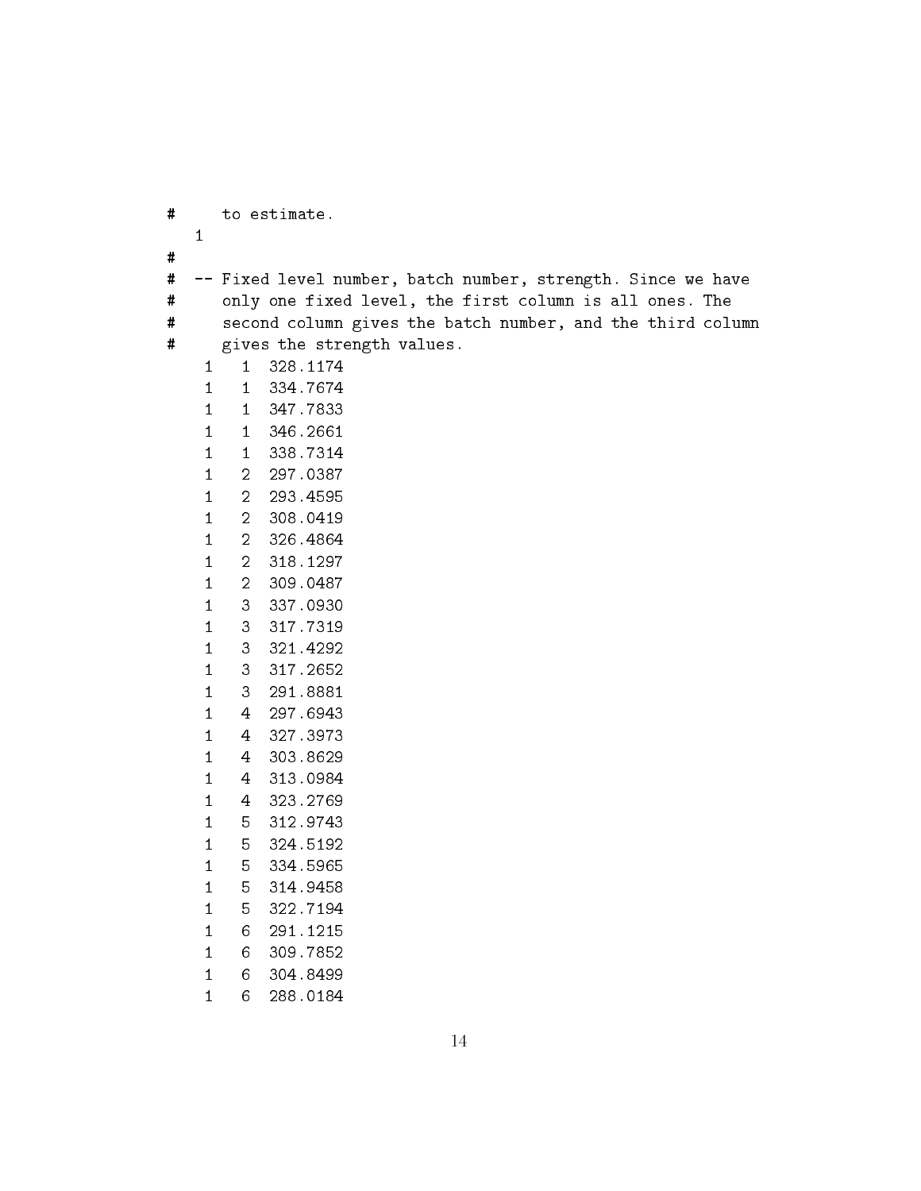```
#      to estimate.
   1
#
#  -- Fixed level number, batch number, strength. Since we have
#     only one fixed level, the first column is all ones. The
#     second column gives the batch number, and the third column
#     gives the strength values.
    1    1   328.1174
    1    1   334.7674
    1    1   347.7833
    1    1   346.2661
    1    1   338.7314
    1    2   297.0387
    1    2   293.4595
    1    2   308.0419
    1    2   326.4864
    1    2   318.1297
    1    2   309.0487
    1    3   337.0930
    1    3   317.7319
    1    3   321.4292
    1    3   317.2652
    1    3   291.8881
    1    4   297.6943
    1    4   327.3973
    1    4   303.8629
    1    4   313.0984
    1    4   323.2769
    1    5   312.9743
    1    5   324.5192
    1    5   334.5965
    1    5   314.9458
    1    5   322.7194
    1    6   291.1215
    1    6   309.7852
    1    6   304.8499
    1    6   288.0184
```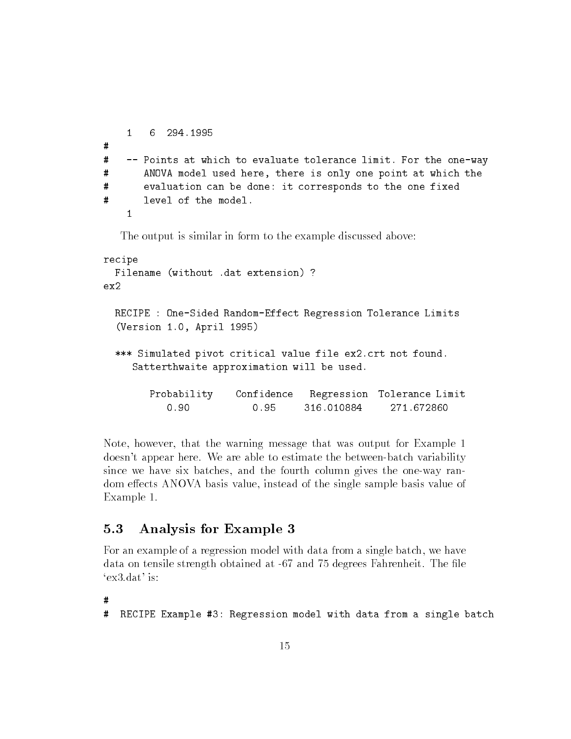```
    1   6  294.1995
#
#   -- Points at which to evaluate tolerance limit. For the one-way
#      ANOVA model used here, there is only one point at which the
#      evaluation can be done: it corresponds to the one fixed
#      level of the model.
    1
```

The output is similar in form to the example discussed above:

```
recipe
  Filename (without .dat extension) ?
ex2

  RECIPE : One-Sided Random-Effect Regression Tolerance Limits
  (Version 1.0, April 1995)

  *** Simulated pivot critical value file ex2.crt not found.
     Satterthwaite approximation will be used.

        Probability    Confidence   Regression  Tolerance Limit
           0.90           0.95     316.010884     271.672860
```

Note, however, that the warning message that was output for Example 1 doesn't appear here. We are able to estimate the between-batch variability since we have six batches, and the fourth column gives the one-way random effects ANOVA basis value, instead of the single sample basis value of Example 1.

## 5.3 Analysis for Example 3

For an example of a regression model with data from a single batch, we have data on tensile strength obtained at -67 and 75 degrees Fahrenheit. The file 'ex3.dat' is:

```
#
#  RECIPE Example #3: Regression model with data from a single batch
```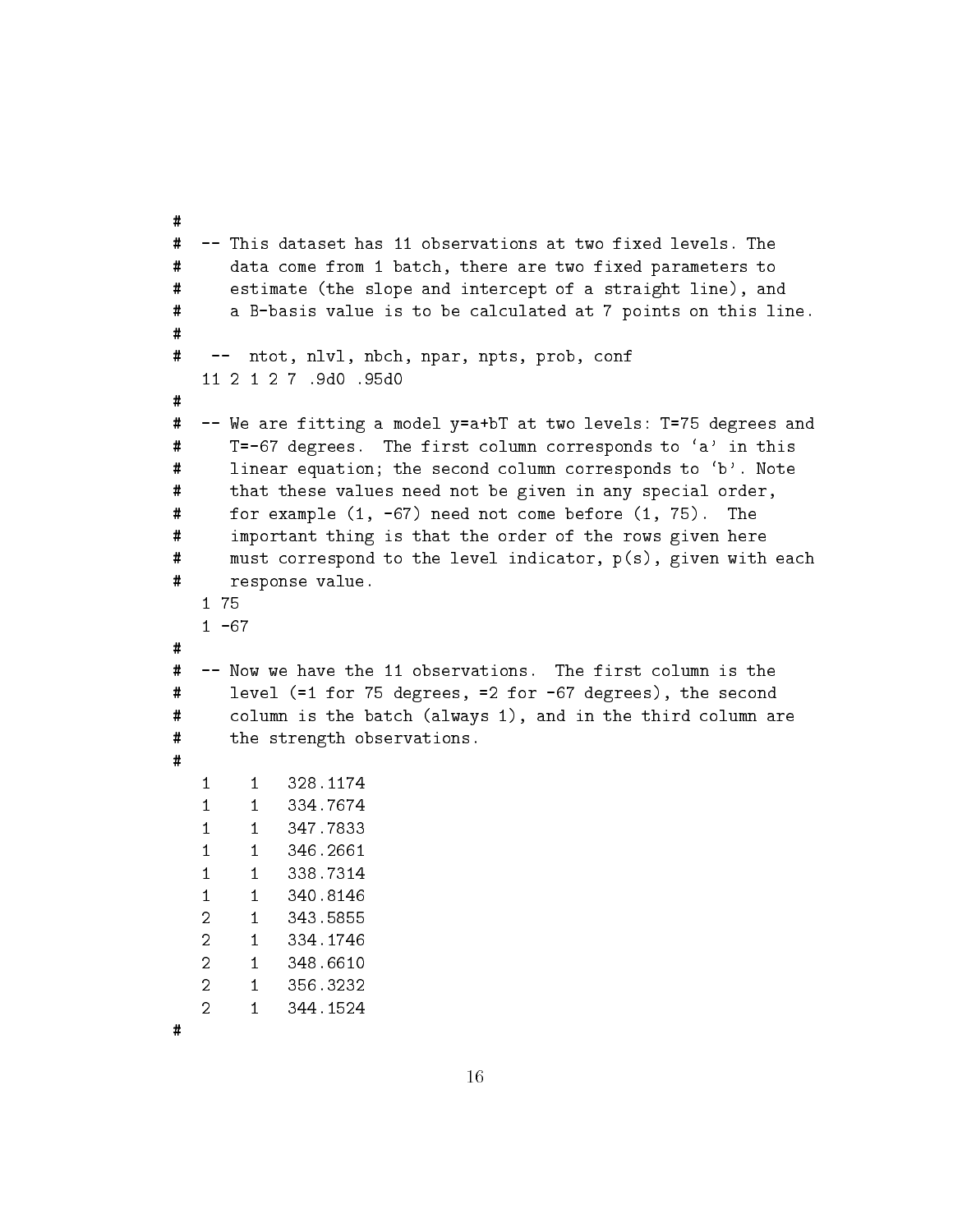```
#
# -- This dataset has 11 observations at two fixed levels. The
#    data come from 1 batch, there are two fixed parameters to
#    estimate (the slope and intercept of a straight line), and
#    a B-basis value is to be calculated at 7 points on this line.
#
#  --  ntot, nlvl, nbch, npar, npts, prob, conf
   11 2 1 2 7 .9d0 .95d0
#
# -- We are fitting a model y=a+bT at two levels: T=75 degrees and
#    T=-67 degrees.  The first column corresponds to `a' in this
#    linear equation; the second column corresponds to `b'. Note
#    that these values need not be given in any special order,
#    for example (1, -67) need not come before (1, 75).  The
#    important thing is that the order of the rows given here
#    must correspond to the level indicator, p(s), given with each
#    response value.
   1 75
   1 -67
#
# -- Now we have the 11 observations.  The first column is the
#    level (=1 for 75 degrees, =2 for -67 degrees), the second
#    column is the batch (always 1), and in the third column are
#    the strength observations.
#
   1    1   328.1174
   1    1   334.7674
   1    1   347.7833
   1    1   346.2661
   1    1   338.7314
   1    1   340.8146
   2    1   343.5855
   2    1   334.1746
   2    1   348.6610
   2    1   356.3232
   2    1   344.1524
#
```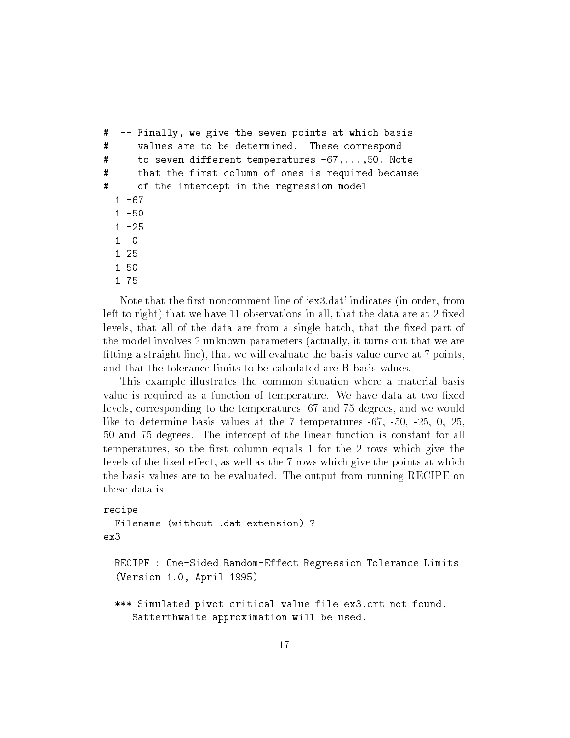```
#   -- Finally, we give the seven points at which basis
#      values are to be determined.  These correspond
#      to seven different temperatures -67,...,50. Note
#      that the first column of ones is required because
#      of the intercept in the regression model
  1 -67
  1 -50
  1 -25
  1  0
  1 25
  1 50
  1 75
```

Note that the first noncomment line of 'ex3.dat' indicates (in order, from left to right) that we have 11 observations in all, that the data are at 2 fixed levels, that all of the data are from a single batch, that the fixed part of the model involves 2 unknown parameters (actually, it turns out that we are fitting a straight line), that we will evaluate the basis value curve at 7 points, and that the tolerance limits to be calculated are B-basis values.

This example illustrates the common situation where a material basis value is required as a function of temperature. We have data at two fixed levels, corresponding to the temperatures -67 and 75 degrees, and we would like to determine basis values at the 7 temperatures -67, -50, -25, 0, 25, 50 and 75 degrees. The intercept of the linear function is constant for all temperatures, so the first column equals 1 for the 2 rows which give the levels of the fixed effect, as well as the 7 rows which give the points at which the basis values are to be evaluated. The output from running RECIPE on these data is

```
recipe
  Filename (without .dat extension) ?
ex3

  RECIPE : One-Sided Random-Effect Regression Tolerance Limits
  (Version 1.0, April 1995)

  *** Simulated pivot critical value file ex3.crt not found.
     Satterthwaite approximation will be used.
```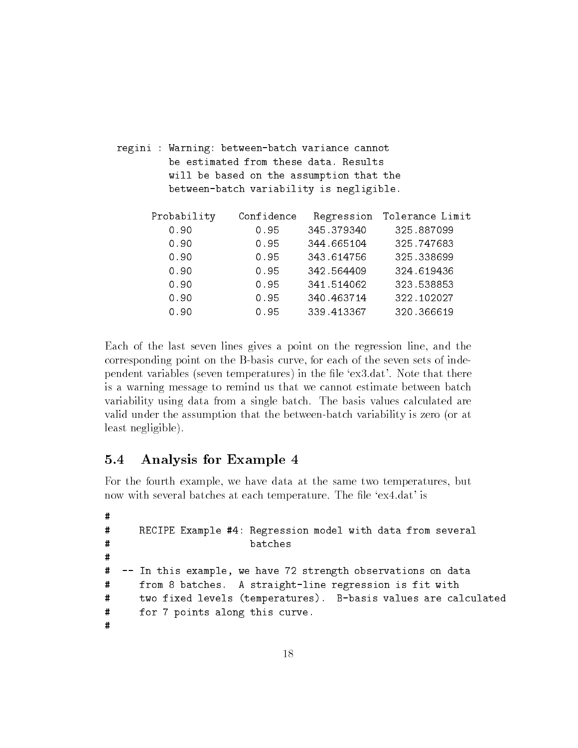```
regini : Warning: between-batch variance cannot
         be estimated from these data. Results
         will be based on the assumption that the
         between-batch variability is negligible.

      Probability    Confidence   Regression  Tolerance Limit
         0.90           0.95      345.379340     325.887099
         0.90           0.95      344.665104     325.747683
         0.90           0.95      343.614756     325.338699
         0.90           0.95      342.564409     324.619436
         0.90           0.95      341.514062     323.538853
         0.90           0.95      340.463714     322.102027
         0.90           0.95      339.413367     320.366619
```

Each of the last seven lines gives a point on the regression line, and the corresponding point on the B-basis curve, for each of the seven sets of independent variables (seven temperatures) in the file 'ex3.dat'. Note that there is a warning message to remind us that we cannot estimate between batch variability using data from a single batch. The basis values calculated are valid under the assumption that the between-batch variability is zero (or at least negligible).

## 5.4 Analysis for Example 4

For the fourth example, we have data at the same two temperatures, but now with several batches at each temperature. The file 'ex4.dat' is

```
#
#     RECIPE Example #4: Regression model with data from several
#                        batches
#
#  -- In this example, we have 72 strength observations on data
#     from 8 batches.  A straight-line regression is fit with
#     two fixed levels (temperatures).  B-basis values are calculated
#     for 7 points along this curve.
#
```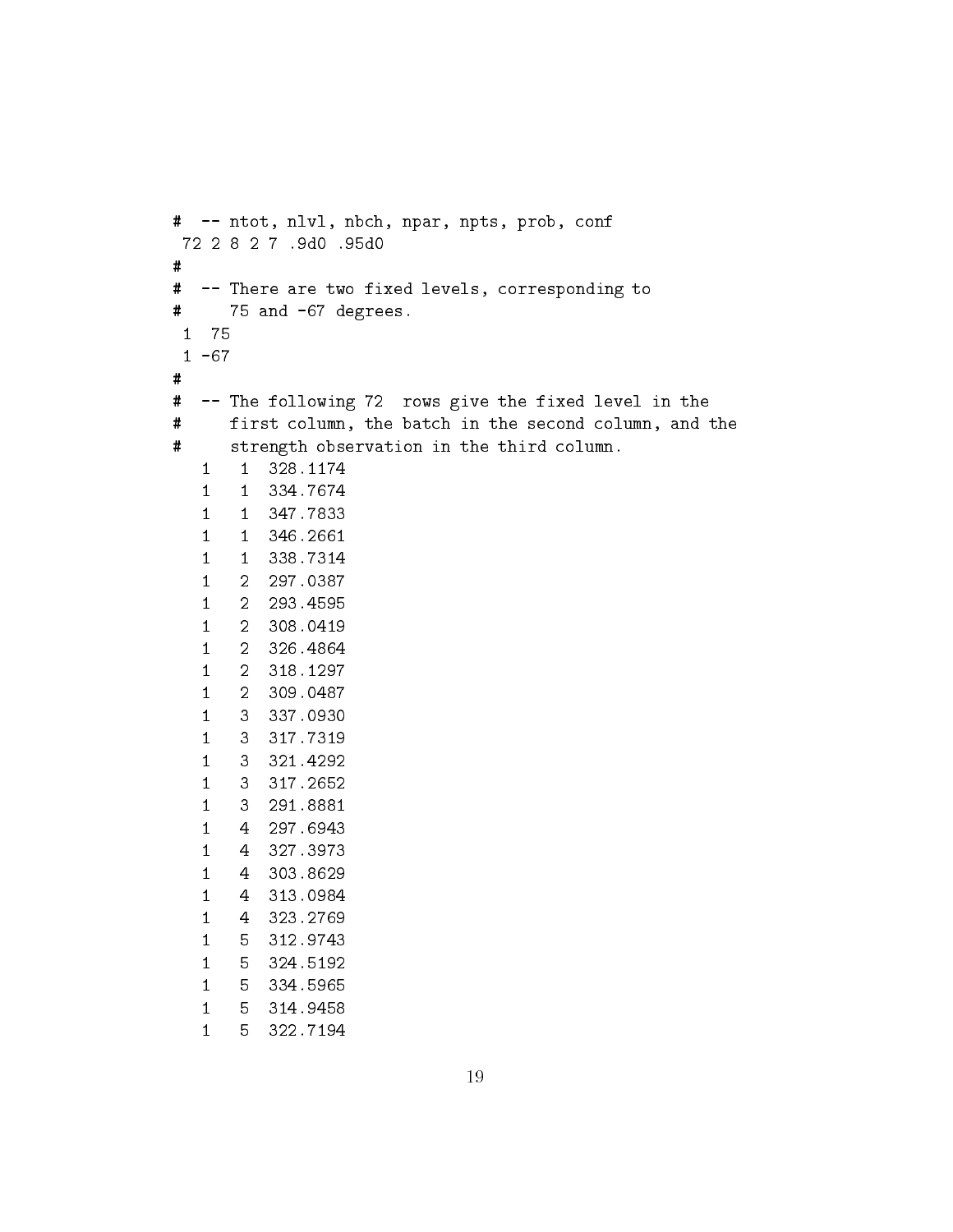```
#  -- ntot, nlvl, nbch, npar, npts, prob, conf
 72 2 8 2 7 .9d0 .95d0
#
#  -- There are two fixed levels, corresponding to
#     75 and -67 degrees.
 1  75
 1 -67
#
#  -- The following 72  rows give the fixed level in the
#     first column, the batch in the second column, and the
#     strength observation in the third column.
   1    1  328.1174
   1    1  334.7674
   1    1  347.7833
   1    1  346.2661
   1    1  338.7314
   1    2  297.0387
   1    2  293.4595
   1    2  308.0419
   1    2  326.4864
   1    2  318.1297
   1    2  309.0487
   1    3  337.0930
   1    3  317.7319
   1    3  321.4292
   1    3  317.2652
   1    3  291.8881
   1    4  297.6943
   1    4  327.3973
   1    4  303.8629
   1    4  313.0984
   1    4  323.2769
   1    5  312.9743
   1    5  324.5192
   1    5  334.5965
   1    5  314.9458
   1    5  322.7194
```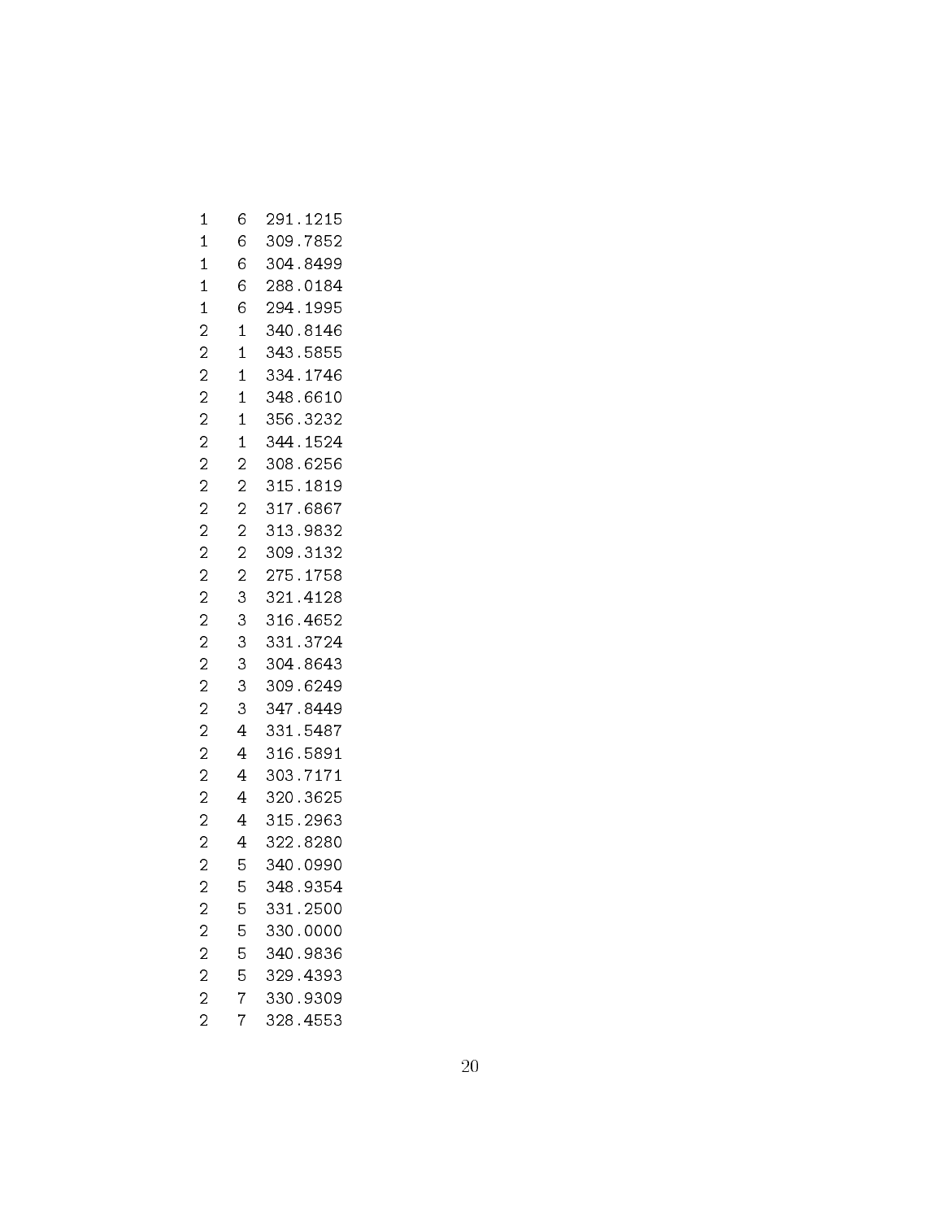```
1   6   291.1215
1   6   309.7852
1   6   304.8499
1   6   288.0184
1   6   294.1995
2   1   340.8146
2   1   343.5855
2   1   334.1746
2   1   348.6610
2   1   356.3232
2   1   344.1524
2   2   308.6256
2   2   315.1819
2   2   317.6867
2   2   313.9832
2   2   309.3132
2   2   275.1758
2   3   321.4128
2   3   316.4652
2   3   331.3724
2   3   304.8643
2   3   309.6249
2   3   347.8449
2   4   331.5487
2   4   316.5891
2   4   303.7171
2   4   320.3625
2   4   315.2963
2   4   322.8280
2   5   340.0990
2   5   348.9354
2   5   331.2500
2   5   330.0000
2   5   340.9836
2   5   329.4393
2   7   330.9309
2   7   328.4553
```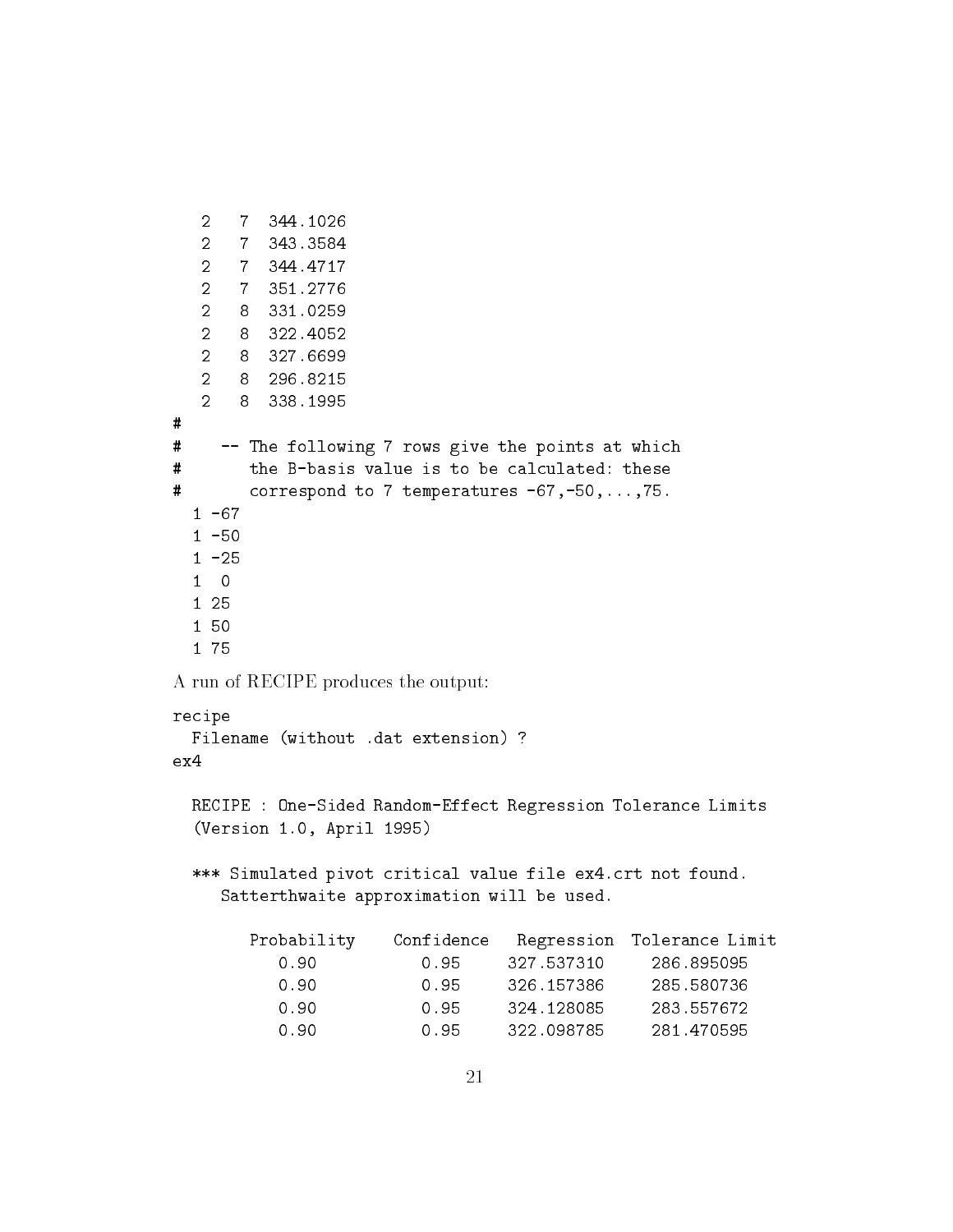```
   2   7  344.1026
   2   7  343.3584
   2   7  344.4717
   2   7  351.2776
   2   8  331.0259
   2   8  322.4052
   2   8  327.6699
   2   8  296.8215
   2   8  338.1995
#
#    -- The following 7 rows give the points at which
#       the B-basis value is to be calculated: these
#       correspond to 7 temperatures -67,-50,...,75.
  1 -67
  1 -50
  1 -25
  1  0
  1 25
  1 50
  1 75
```

A run of RECIPE produces the output:

```
recipe
  Filename (without .dat extension) ?
ex4

  RECIPE : One-Sided Random-Effect Regression Tolerance Limits
  (Version 1.0, April 1995)

  *** Simulated pivot critical value file ex4.crt not found.
     Satterthwaite approximation will be used.

        Probability    Confidence   Regression  Tolerance Limit
           0.90           0.95      327.537310     286.895095
           0.90           0.95      326.157386     285.580736
           0.90           0.95      324.128085     283.557672
           0.90           0.95      322.098785     281.470595
```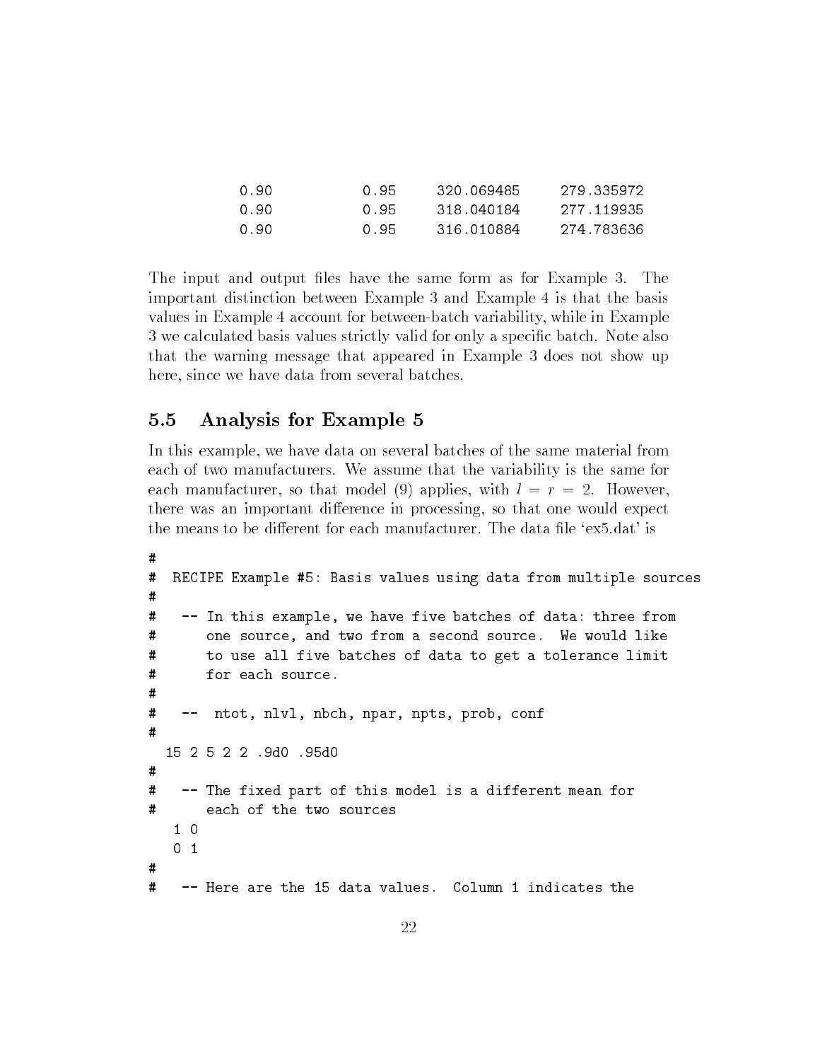```
0.90          0.95      320.069485     279.335972
0.90          0.95      318.040184     277.119935
0.90          0.95      316.010884     274.783636
```

The input and output files have the same form as for Example 3. The important distinction between Example 3 and Example 4 is that the basis values in Example 4 account for between-batch variability, while in Example 3 we calculated basis values strictly valid for only a specific batch. Note also that the warning message that appeared in Example 3 does not show up here, since we have data from several batches.

## 5.5 Analysis for Example 5

In this example, we have data on several batches of the same material from each of two manufacturers. We assume that the variability is the same for each manufacturer, so that model (9) applies, with $l = r = 2$. However, there was an important difference in processing, so that one would expect the means to be different for each manufacturer. The data file 'ex5.dat' is

```
#
#  RECIPE Example #5: Basis values using data from multiple sources
#
#   -- In this example, we have five batches of data: three from
#      one source, and two from a second source.  We would like
#      to use all five batches of data to get a tolerance limit
#      for each source.
#
#   --  ntot, nlvl, nbch, npar, npts, prob, conf
#
  15 2 5 2 2 .9d0 .95d0
#
#   -- The fixed part of this model is a different mean for
#      each of the two sources
   1 0
   0 1
#
#   -- Here are the 15 data values.  Column 1 indicates the
```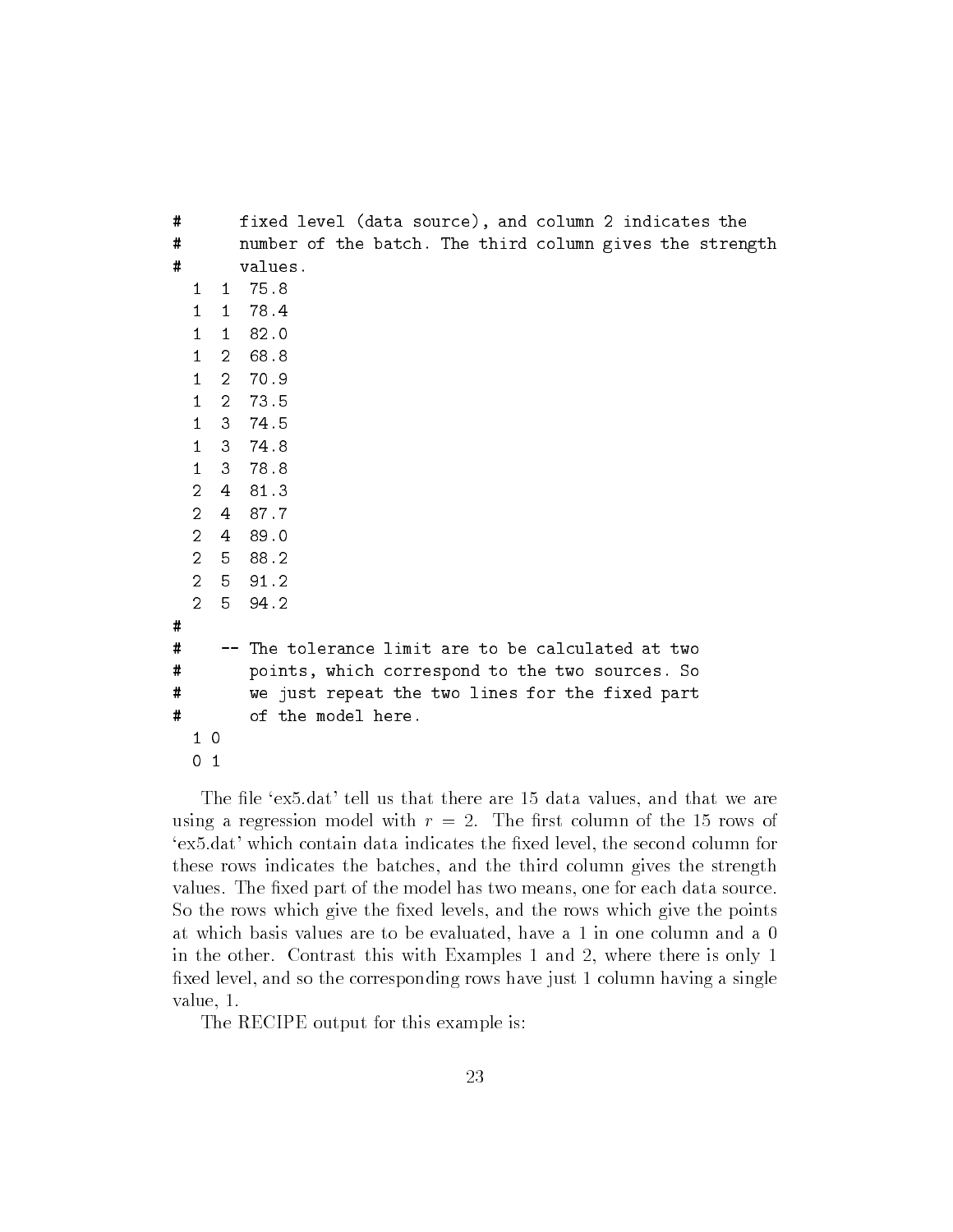```
#       fixed level (data source), and column 2 indicates the
#       number of the batch. The third column gives the strength
#       values.
  1  1  75.8
  1  1  78.4
  1  1  82.0
  1  2  68.8
  1  2  70.9
  1  2  73.5
  1  3  74.5
  1  3  74.8
  1  3  78.8
  2  4  81.3
  2  4  87.7
  2  4  89.0
  2  5  88.2
  2  5  91.2
  2  5  94.2
#
#     -- The tolerance limit are to be calculated at two
#        points, which correspond to the two sources. So
#        we just repeat the two lines for the fixed part
#        of the model here.
  1 0
  0 1
```

The file 'ex5.dat' tell us that there are 15 data values, and that we are using a regression model with $r = 2$. The first column of the 15 rows of 'ex5.dat' which contain data indicates the fixed level, the second column for these rows indicates the batches, and the third column gives the strength values. The fixed part of the model has two means, one for each data source. So the rows which give the fixed levels, and the rows which give the points at which basis values are to be evaluated, have a 1 in one column and a 0 in the other. Contrast this with Examples 1 and 2, where there is only 1 fixed level, and so the corresponding rows have just 1 column having a single value, 1.

The RECIPE output for this example is: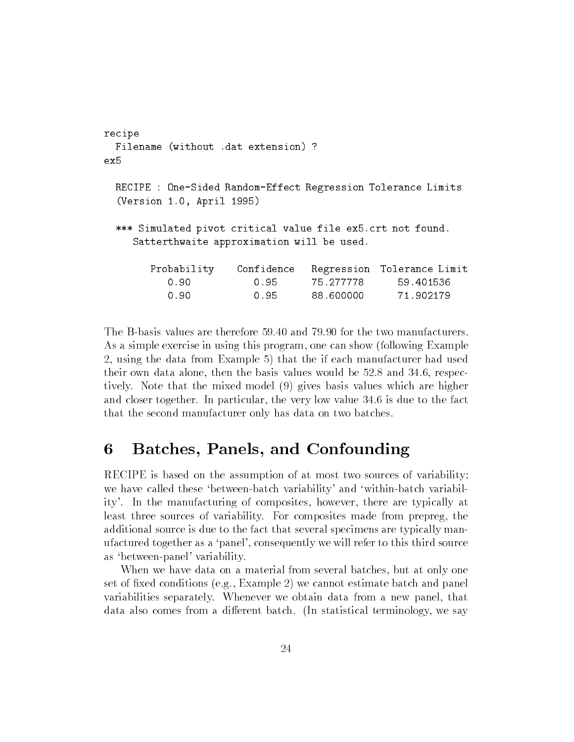```
recipe
  Filename (without .dat extension) ?
ex5

  RECIPE : One-Sided Random-Effect Regression Tolerance Limits
  (Version 1.0, April 1995)

  *** Simulated pivot critical value file ex5.crt not found.
     Satterthwaite approximation will be used.

      Probability    Confidence    Regression  Tolerance Limit
         0.90           0.95       75.277778      59.401536
         0.90           0.95       88.600000      71.902179
```

The B-basis values are therefore 59.40 and 79.90 for the two manufacturers. As a simple exercise in using this program, one can show (following Example 2, using the data from Example 5) that the if each manufacturer had used their own data alone, then the basis values would be 52.8 and 34.6, respectively. Note that the mixed model (9) gives basis values which are higher and closer together. In particular, the very low value 34.6 is due to the fact that the second manufacturer only has data on two batches.

# 6 Batches, Panels, and Confounding

RECIPE is based on the assumption of at most two sources of variability; we have called these 'between-batch variability' and 'within-batch variability'. In the manufacturing of composites, however, there are typically at least three sources of variability. For composites made from prepreg, the additional source is due to the fact that several specimens are typically manufactured together as a 'panel', consequently we will refer to this third source as 'between-panel' variability.

When we have data on a material from several batches, but at only one set of fixed conditions (e.g., Example 2) we cannot estimate batch and panel variabilities separately. Whenever we obtain data from a new panel, that data also comes from a different batch. (In statistical terminology, we say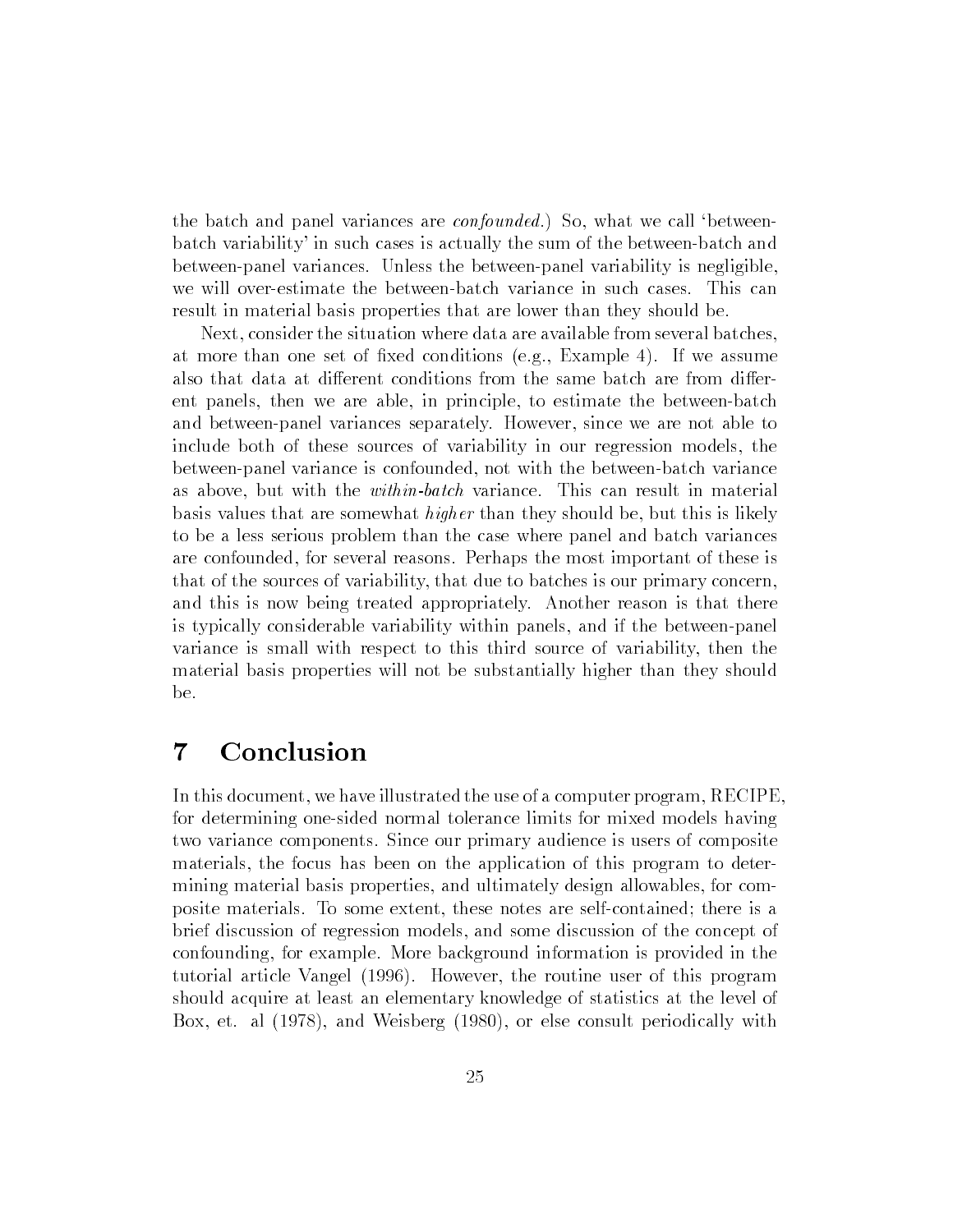the batch and panel variances are *confounded*.) So, what we call 'between-batch variability' in such cases is actually the sum of the between-batch and between-panel variances. Unless the between-panel variability is negligible, we will over-estimate the between-batch variance in such cases. This can result in material basis properties that are lower than they should be.

Next, consider the situation where data are available from several batches, at more than one set of fixed conditions (e.g., Example 4). If we assume also that data at different conditions from the same batch are from different panels, then we are able, in principle, to estimate the between-batch and between-panel variances separately. However, since we are not able to include both of these sources of variability in our regression models, the between-panel variance is confounded, not with the between-batch variance as above, but with the *within-batch* variance. This can result in material basis values that are somewhat *higher* than they should be, but this is likely to be a less serious problem than the case where panel and batch variances are confounded, for several reasons. Perhaps the most important of these is that of the sources of variability, that due to batches is our primary concern, and this is now being treated appropriately. Another reason is that there is typically considerable variability within panels, and if the between-panel variance is small with respect to this third source of variability, then the material basis properties will not be substantially higher than they should be.

## 7 Conclusion

In this document, we have illustrated the use of a computer program, RECIPE, for determining one-sided normal tolerance limits for mixed models having two variance components. Since our primary audience is users of composite materials, the focus has been on the application of this program to determining material basis properties, and ultimately design allowables, for composite materials. To some extent, these notes are self-contained; there is a brief discussion of regression models, and some discussion of the concept of confounding, for example. More background information is provided in the tutorial article Vangel (1996). However, the routine user of this program should acquire at least an elementary knowledge of statistics at the level of Box, et. al (1978), and Weisberg (1980), or else consult periodically with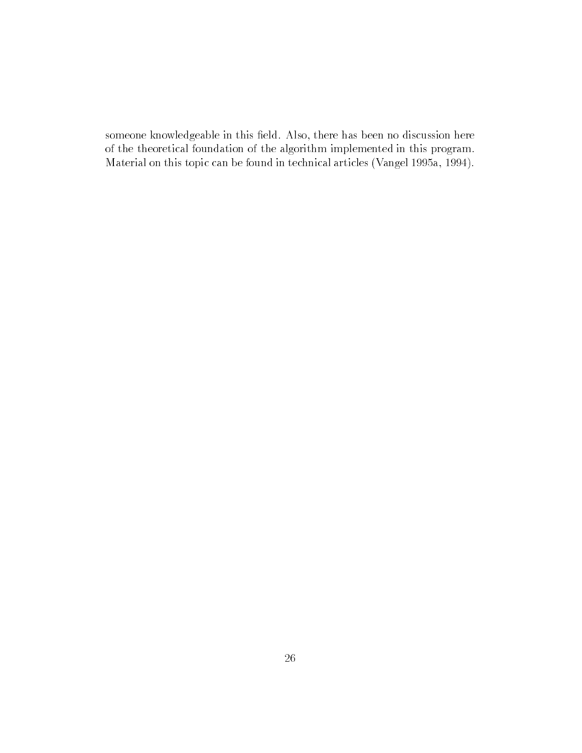someone knowledgeable in this field. Also, there has been no discussion here of the theoretical foundation of the algorithm implemented in this program. Material on this topic can be found in technical articles (Vangel 1995a, 1994).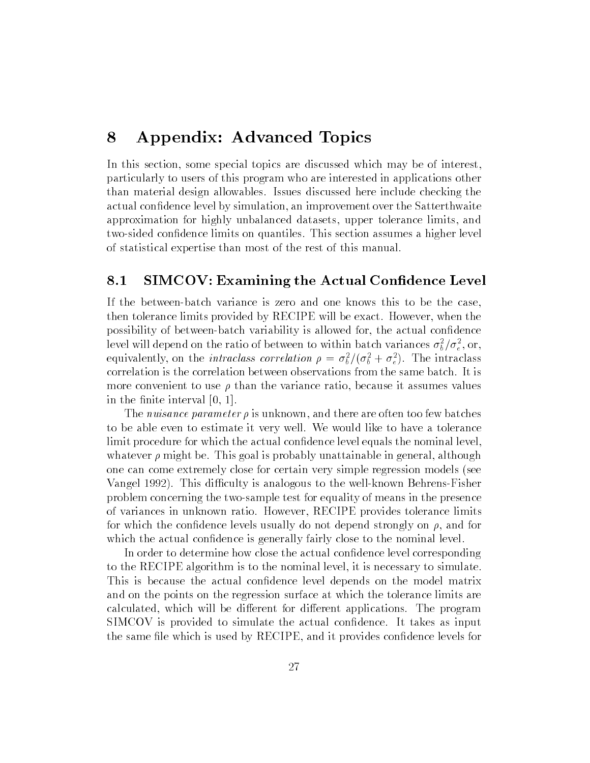# 8 Appendix: Advanced Topics

In this section, some special topics are discussed which may be of interest, particularly to users of this program who are interested in applications other than material design allowables. Issues discussed here include checking the actual confidence level by simulation, an improvement over the Satterthwaite approximation for highly unbalanced datasets, upper tolerance limits, and two-sided confidence limits on quantiles. This section assumes a higher level of statistical expertise than most of the rest of this manual.

## 8.1 SIMCOV: Examining the Actual Confidence Level

If the between-batch variance is zero and one knows this to be the case, then tolerance limits provided by RECIPE will be exact. However, when the possibility of between-batch variability is allowed for, the actual confidence level will depend on the ratio of between to within batch variances $\sigma_b^2/\sigma_e^2$, or, equivalently, on the *intraclass correlation* $\rho = \sigma_b^2/(\sigma_b^2 + \sigma_e^2)$. The intraclass correlation is the correlation between observations from the same batch. It is more convenient to use $\rho$ than the variance ratio, because it assumes values in the finite interval [0, 1].

The *nuisance parameter* $\rho$ is unknown, and there are often too few batches to be able even to estimate it very well. We would like to have a tolerance limit procedure for which the actual confidence level equals the nominal level, whatever $\rho$ might be. This goal is probably unattainable in general, although one can come extremely close for certain very simple regression models (see Vangel 1992). This difficulty is analogous to the well-known Behrens-Fisher problem concerning the two-sample test for equality of means in the presence of variances in unknown ratio. However, RECIPE provides tolerance limits for which the confidence levels usually do not depend strongly on $\rho$, and for which the actual confidence is generally fairly close to the nominal level.

In order to determine how close the actual confidence level corresponding to the RECIPE algorithm is to the nominal level, it is necessary to simulate. This is because the actual confidence level depends on the model matrix and on the points on the regression surface at which the tolerance limits are calculated, which will be different for different applications. The program SIMCOV is provided to simulate the actual confidence. It takes as input the same file which is used by RECIPE, and it provides confidence levels for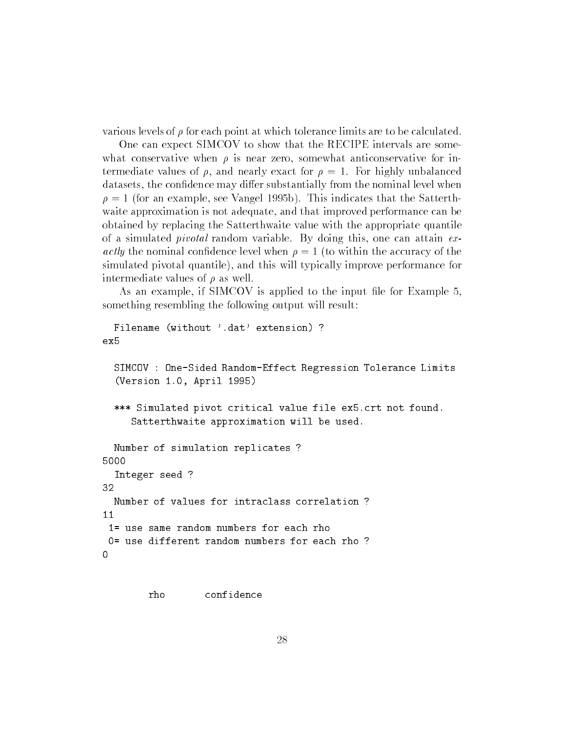various levels of $\rho$ for each point at which tolerance limits are to be calculated.

One can expect SIMCOV to show that the RECIPE intervals are somewhat conservative when $\rho$ is near zero, somewhat anticonservative for intermediate values of $\rho$, and nearly exact for $\rho = 1$. For highly unbalanced datasets, the confidence may differ substantially from the nominal level when $\rho = 1$ (for an example, see Vangel 1995b). This indicates that the Satterthwaite approximation is not adequate, and that improved performance can be obtained by replacing the Satterthwaite value with the appropriate quantile of a simulated *pivotal* random variable. By doing this, one can attain *exactly* the nominal confidence level when $\rho = 1$ (to within the accuracy of the simulated pivotal quantile), and this will typically improve performance for intermediate values of $\rho$ as well.

As an example, if SIMCOV is applied to the input file for Example 5, something resembling the following output will result:

```
  Filename (without '.dat' extension) ?
ex5

  SIMCOV : One-Sided Random-Effect Regression Tolerance Limits
  (Version 1.0, April 1995)

  *** Simulated pivot critical value file ex5.crt not found.
     Satterthwaite approximation will be used.

  Number of simulation replicates ?
5000
  Integer seed ?
32
  Number of values for intraclass correlation ?
11
 1= use same random numbers for each rho
 0= use different random numbers for each rho ?
0


        rho       confidence
```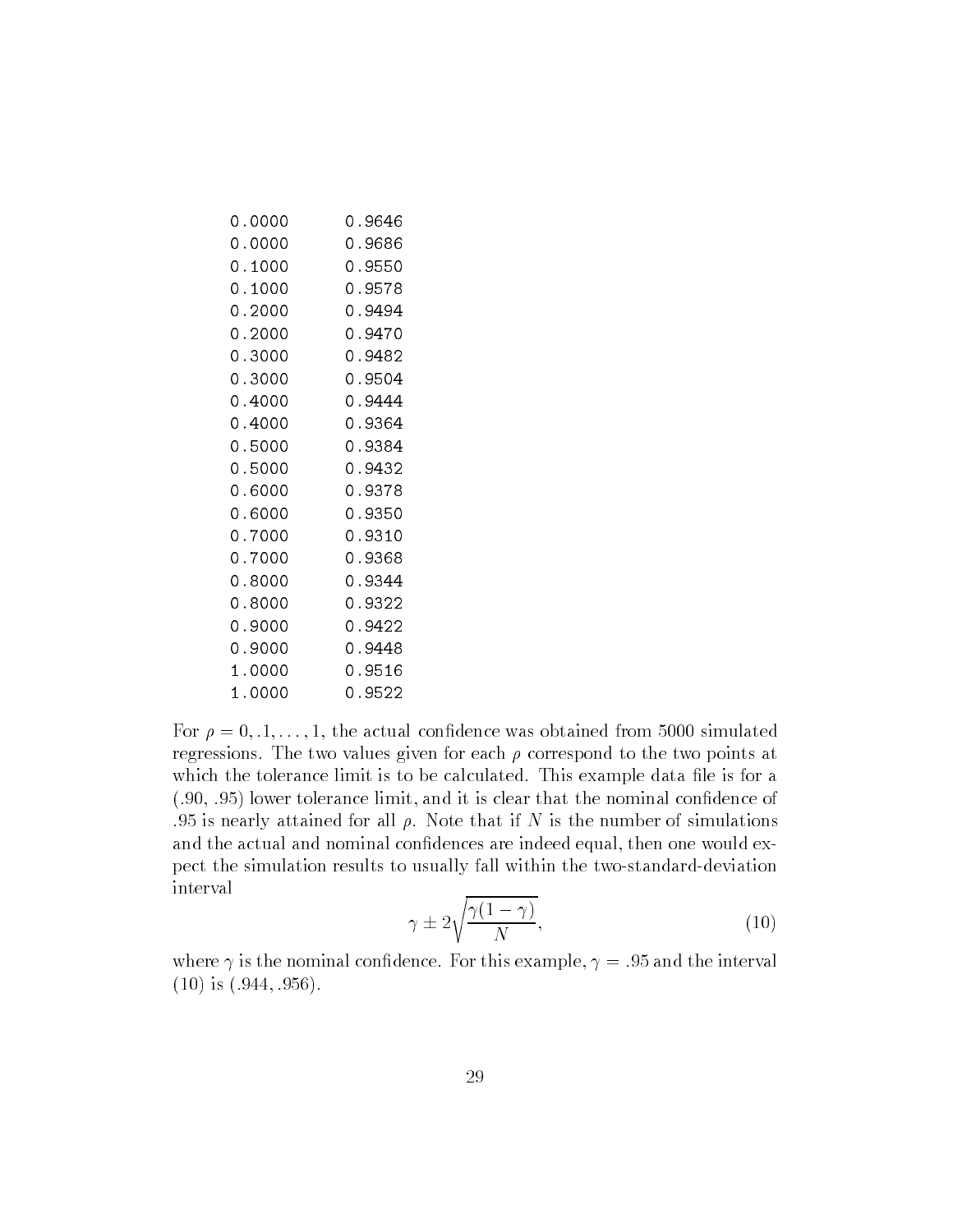```
0.0000      0.9646
0.0000      0.9686
0.1000      0.9550
0.1000      0.9578
0.2000      0.9494
0.2000      0.9470
0.3000      0.9482
0.3000      0.9504
0.4000      0.9444
0.4000      0.9364
0.5000      0.9384
0.5000      0.9432
0.6000      0.9378
0.6000      0.9350
0.7000      0.9310
0.7000      0.9368
0.8000      0.9344
0.8000      0.9322
0.9000      0.9422
0.9000      0.9448
1.0000      0.9516
1.0000      0.9522
```

For $\rho = 0, .1, \ldots, 1$, the actual confidence was obtained from 5000 simulated regressions. The two values given for each $\rho$ correspond to the two points at which the tolerance limit is to be calculated. This example data file is for a (.90, .95) lower tolerance limit, and it is clear that the nominal confidence of .95 is nearly attained for all $\rho$. Note that if $N$ is the number of simulations and the actual and nominal confidences are indeed equal, then one would expect the simulation results to usually fall within the two-standard-deviation interval

$$\gamma \pm 2\sqrt{\frac{\gamma(1-\gamma)}{N}}, \tag{10}$$

where $\gamma$ is the nominal confidence. For this example, $\gamma = .95$ and the interval (10) is (.944, .956).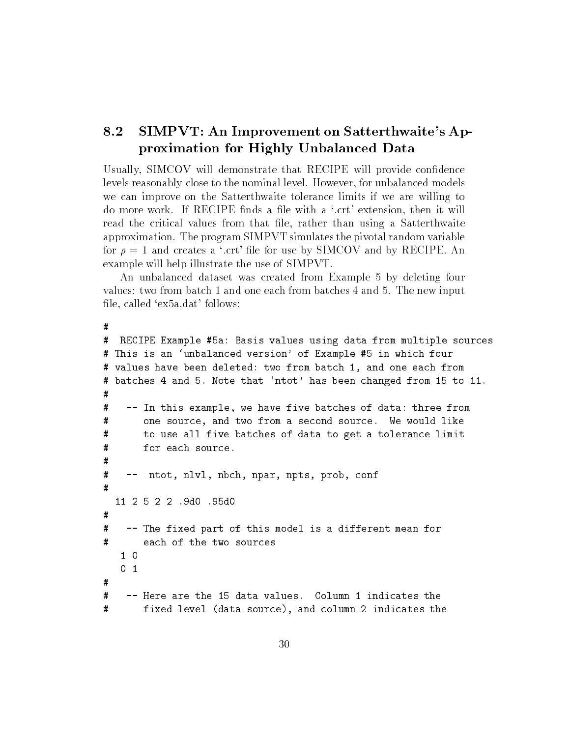## 8.2 SIMPVT: An Improvement on Satterthwaite's Approximation for Highly Unbalanced Data

Usually, SIMCOV will demonstrate that RECIPE will provide confidence levels reasonably close to the nominal level. However, for unbalanced models we can improve on the Satterthwaite tolerance limits if we are willing to do more work. If RECIPE finds a file with a '.crt' extension, then it will read the critical values from that file, rather than using a Satterthwaite approximation. The program SIMPVT simulates the pivotal random variable for $\rho = 1$ and creates a '.crt' file for use by SIMCOV and by RECIPE. An example will help illustrate the use of SIMPVT.

An unbalanced dataset was created from Example 5 by deleting four values: two from batch 1 and one each from batches 4 and 5. The new input file, called 'ex5a.dat' follows:

```
#
#  RECIPE Example #5a: Basis values using data from multiple sources
# This is an 'unbalanced version' of Example #5 in which four
# values have been deleted: two from batch 1, and one each from
# batches 4 and 5. Note that 'ntot' has been changed from 15 to 11.
#
#   -- In this example, we have five batches of data: three from
#      one source, and two from a second source.  We would like
#      to use all five batches of data to get a tolerance limit
#      for each source.
#
#   --  ntot, nlvl, nbch, npar, npts, prob, conf
#
  11 2 5 2 2 .9d0 .95d0
#
#   -- The fixed part of this model is a different mean for
#      each of the two sources
   1 0
   0 1
#
#   -- Here are the 15 data values.  Column 1 indicates the
#      fixed level (data source), and column 2 indicates the
```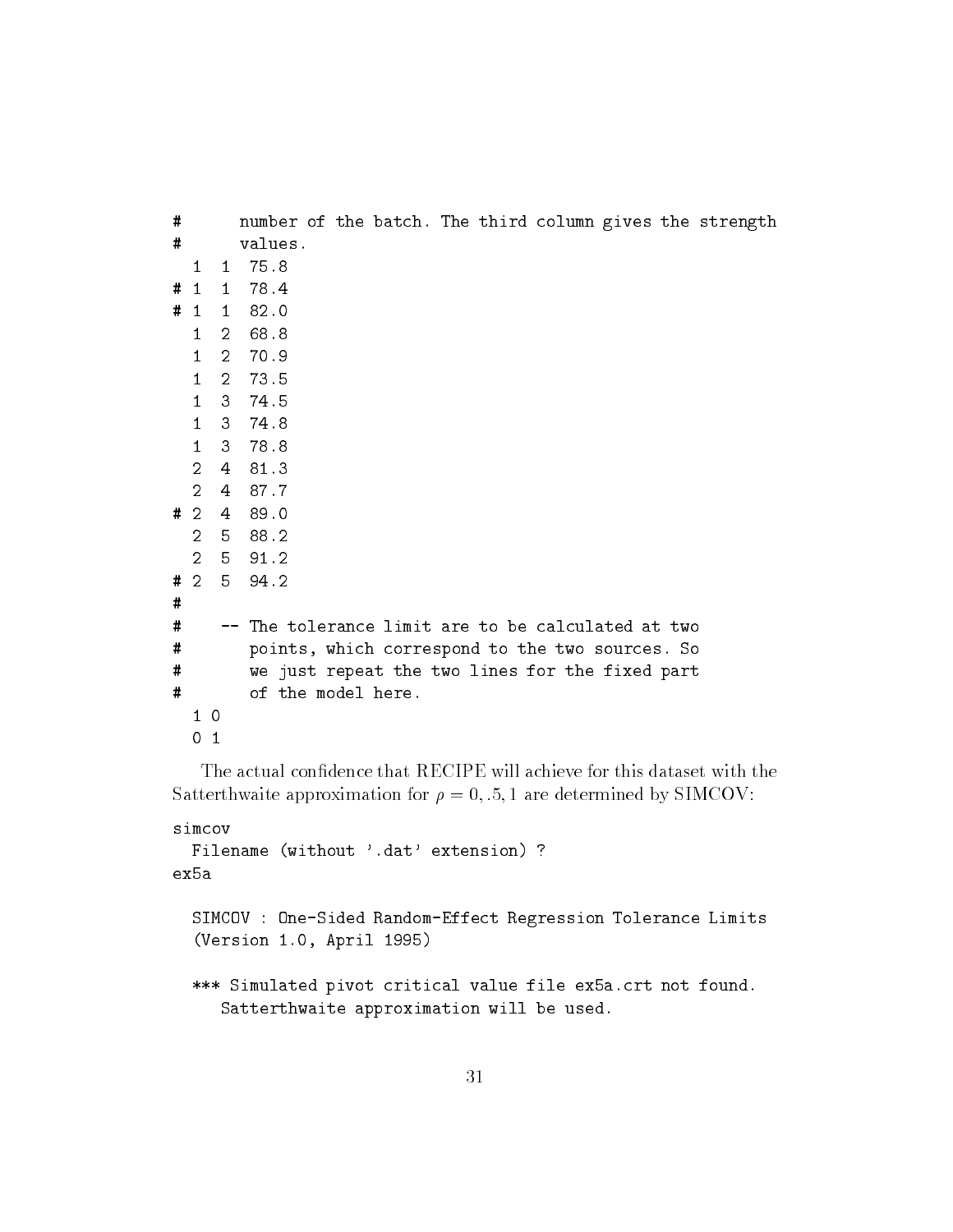```
#       number of the batch. The third column gives the strength
#       values.
  1  1  75.8
# 1  1  78.4
# 1  1  82.0
  1  2  68.8
  1  2  70.9
  1  2  73.5
  1  3  74.5
  1  3  74.8
  1  3  78.8
  2  4  81.3
  2  4  87.7
# 2  4  89.0
  2  5  88.2
  2  5  91.2
# 2  5  94.2
#
#    -- The tolerance limit are to be calculated at two
#       points, which correspond to the two sources. So
#       we just repeat the two lines for the fixed part
#       of the model here.
  1 0
  0 1
```

The actual confidence that RECIPE will achieve for this dataset with the Satterthwaite approximation for $\rho = 0, .5, 1$ are determined by SIMCOV:

```
simcov
  Filename (without '.dat' extension) ?
ex5a

  SIMCOV : One-Sided Random-Effect Regression Tolerance Limits
  (Version 1.0, April 1995)

  *** Simulated pivot critical value file ex5a.crt not found.
     Satterthwaite approximation will be used.
```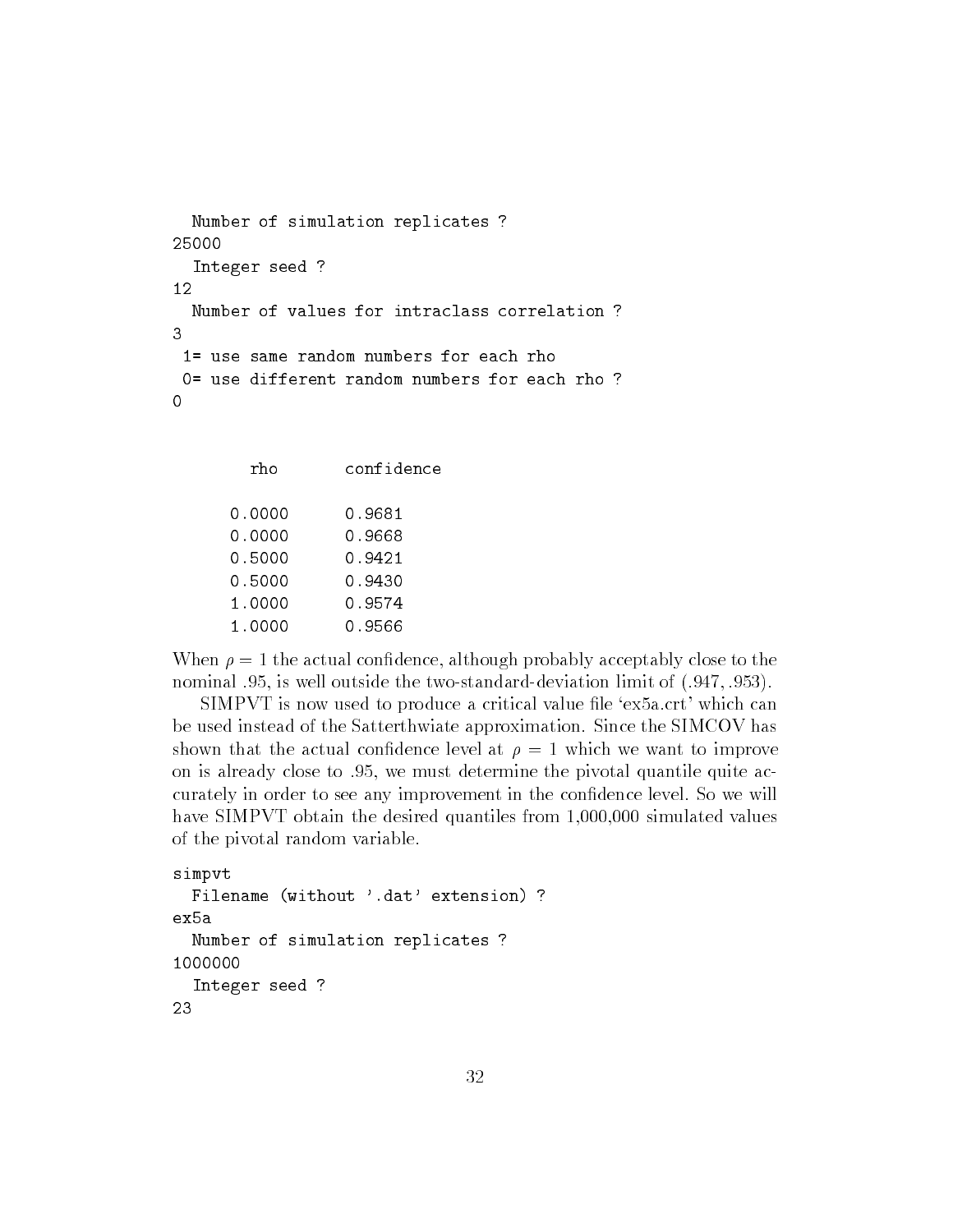```
  Number of simulation replicates ?
25000
  Integer seed ?
12
  Number of values for intraclass correlation ?
3
 1= use same random numbers for each rho
 0= use different random numbers for each rho ?
0


       rho       confidence

      0.0000      0.9681
      0.0000      0.9668
      0.5000      0.9421
      0.5000      0.9430
      1.0000      0.9574
      1.0000      0.9566
```

When $\rho = 1$ the actual confidence, although probably acceptably close to the nominal .95, is well outside the two-standard-deviation limit of (.947, .953).

SIMPVT is now used to produce a critical value file 'ex5a.crt' which can be used instead of the Satterthwiate approximation. Since the SIMCOV has shown that the actual confidence level at $\rho = 1$ which we want to improve on is already close to .95, we must determine the pivotal quantile quite accurately in order to see any improvement in the confidence level. So we will have SIMPVT obtain the desired quantiles from 1,000,000 simulated values of the pivotal random variable.

```
simpvt
  Filename (without '.dat' extension) ?
ex5a
  Number of simulation replicates ?
1000000
  Integer seed ?
23
```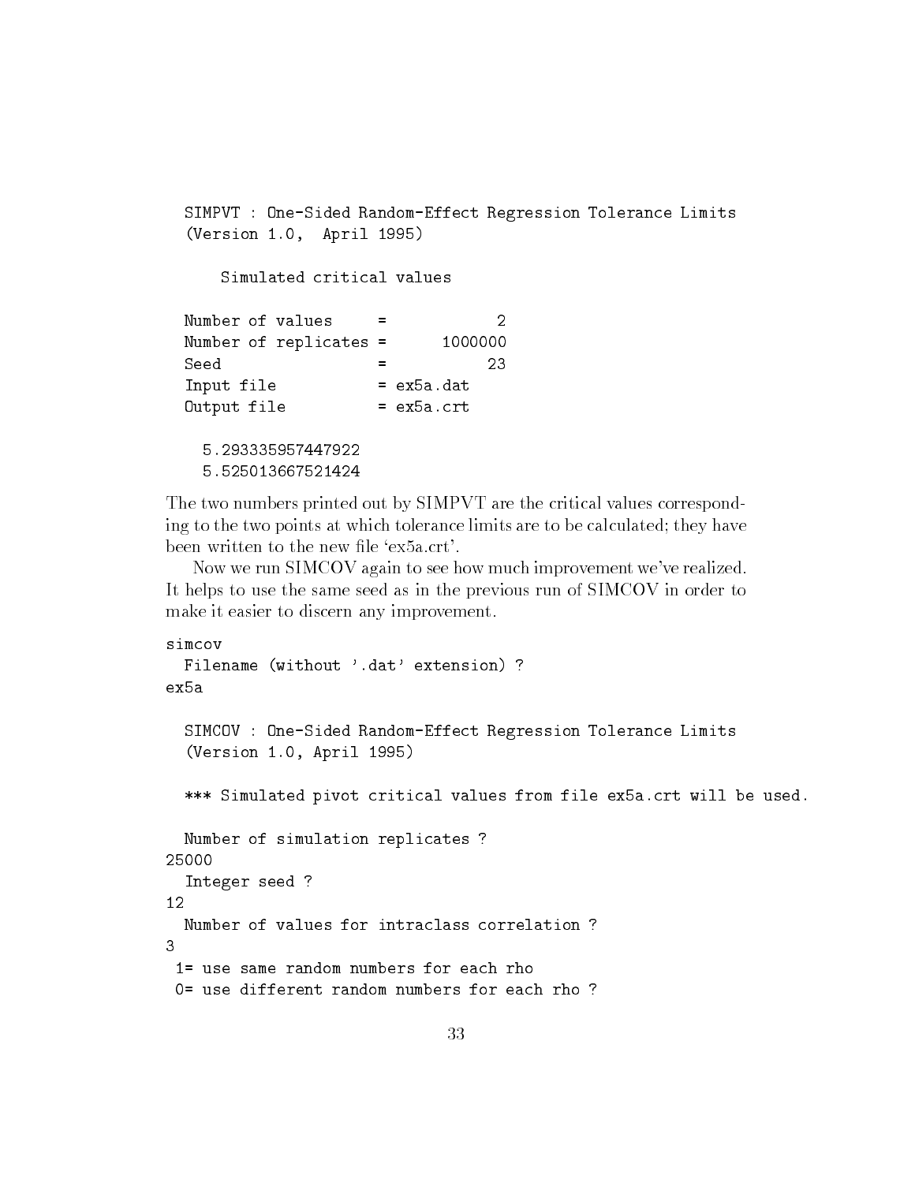```
  SIMPVT : One-Sided Random-Effect Regression Tolerance Limits
  (Version 1.0,  April 1995)

      Simulated critical values

  Number of values     =            2
  Number of replicates =      1000000
  Seed                 =           23
  Input file           = ex5a.dat
  Output file          = ex5a.crt

    5.293335957447922
    5.525013667521424
```

The two numbers printed out by SIMPVT are the critical values corresponding to the two points at which tolerance limits are to be calculated; they have been written to the new file 'ex5a.crt'.

Now we run SIMCOV again to see how much improvement we've realized. It helps to use the same seed as in the previous run of SIMCOV in order to make it easier to discern any improvement.

```
simcov
  Filename (without '.dat' extension) ?
ex5a

  SIMCOV : One-Sided Random-Effect Regression Tolerance Limits
  (Version 1.0, April 1995)

  *** Simulated pivot critical values from file ex5a.crt will be used.

  Number of simulation replicates ?
25000
  Integer seed ?
12
  Number of values for intraclass correlation ?
3
 1= use same random numbers for each rho
 0= use different random numbers for each rho ?
```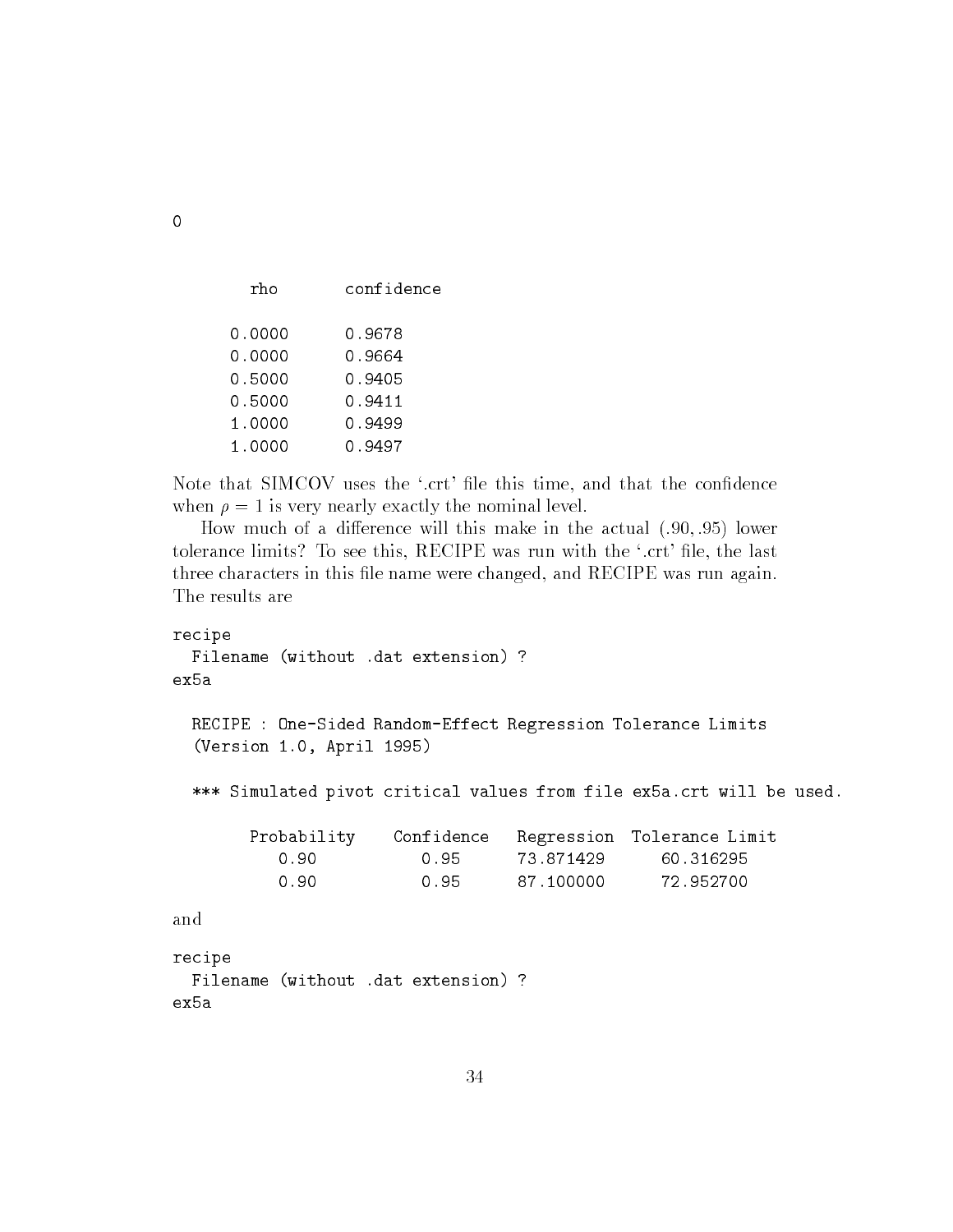```
0

      rho        confidence

    0.0000       0.9678
    0.0000       0.9664
    0.5000       0.9405
    0.5000       0.9411
    1.0000       0.9499
    1.0000       0.9497
```

Note that SIMCOV uses the '.crt' file this time, and that the confidence when $\rho = 1$ is very nearly exactly the nominal level.

How much of a difference will this make in the actual (.90, .95) lower tolerance limits? To see this, RECIPE was run with the '.crt' file, the last three characters in this file name were changed, and RECIPE was run again. The results are

```
recipe
  Filename (without .dat extension) ?
ex5a

  RECIPE : One-Sided Random-Effect Regression Tolerance Limits
  (Version 1.0, April 1995)

  *** Simulated pivot critical values from file ex5a.crt will be used.

       Probability    Confidence    Regression  Tolerance Limit
          0.90           0.95       73.871429      60.316295
          0.90           0.95       87.100000      72.952700
```

and

```
recipe
  Filename (without .dat extension) ?
ex5a
```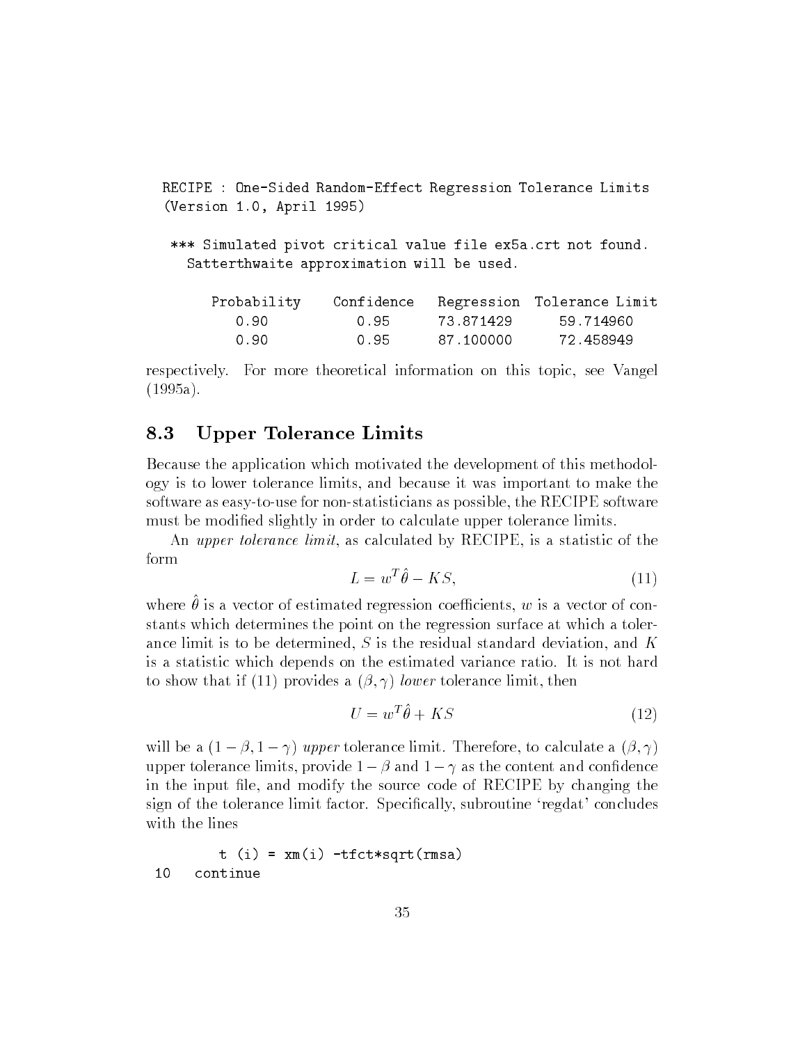```
RECIPE : One-Sided Random-Effect Regression Tolerance Limits
(Version 1.0, April 1995)

 *** Simulated pivot critical value file ex5a.crt not found.
   Satterthwaite approximation will be used.

     Probability    Confidence   Regression  Tolerance Limit
        0.90           0.95       73.871429      59.714960
        0.90           0.95       87.100000      72.458949
```

respectively. For more theoretical information on this topic, see Vangel (1995a).

## 8.3 Upper Tolerance Limits

Because the application which motivated the development of this methodology is to lower tolerance limits, and because it was important to make the software as easy-to-use for non-statisticians as possible, the RECIPE software must be modified slightly in order to calculate upper tolerance limits.

An *upper tolerance limit*, as calculated by RECIPE, is a statistic of the form

$$L = w^T \hat{\theta} - KS, \tag{11}$$

where $\hat{\theta}$ is a vector of estimated regression coefficients, $w$ is a vector of constants which determines the point on the regression surface at which a tolerance limit is to be determined, $S$ is the residual standard deviation, and $K$ is a statistic which depends on the estimated variance ratio. It is not hard to show that if (11) provides a $(\beta, \gamma)$ *lower* tolerance limit, then

$$U = w^T \hat{\theta} + KS \tag{12}$$

will be a $(1-\beta, 1-\gamma)$ *upper* tolerance limit. Therefore, to calculate a $(\beta, \gamma)$ upper tolerance limits, provide $1-\beta$ and $1-\gamma$ as the content and confidence in the input file, and modify the source code of RECIPE by changing the sign of the tolerance limit factor. Specifically, subroutine 'regdat' concludes with the lines

```
        t (i) = xm(i) -tfct*sqrt(rmsa)
 10   continue
```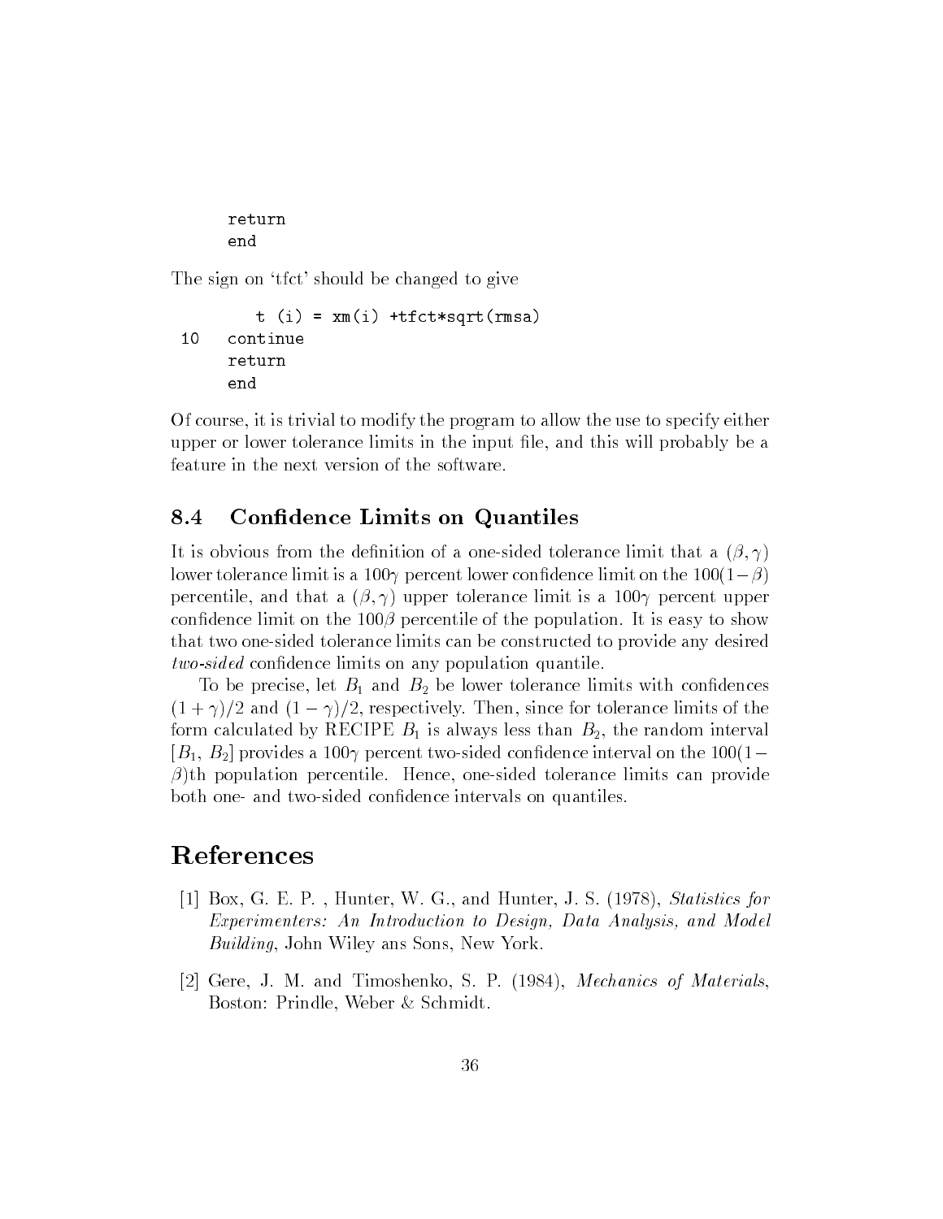```
      return
      end
```

The sign on 'tfct' should be changed to give

```
         t (i) = xm(i) +tfct*sqrt(rmsa)
 10   continue
      return
      end
```

Of course, it is trivial to modify the program to allow the use to specify either upper or lower tolerance limits in the input file, and this will probably be a feature in the next version of the software.

## 8.4 Confidence Limits on Quantiles

It is obvious from the definition of a one-sided tolerance limit that a $(\beta, \gamma)$ lower tolerance limit is a $100\gamma$ percent lower confidence limit on the $100(1-\beta)$ percentile, and that a $(\beta, \gamma)$ upper tolerance limit is a $100\gamma$ percent upper confidence limit on the $100\beta$ percentile of the population. It is easy to show that two one-sided tolerance limits can be constructed to provide any desired *two-sided* confidence limits on any population quantile.

To be precise, let $B_1$ and $B_2$ be lower tolerance limits with confidences $(1+\gamma)/2$ and $(1-\gamma)/2$, respectively. Then, since for tolerance limits of the form calculated by RECIPE $B_1$ is always less than $B_2$, the random interval $[B_1, B_2]$ provides a $100\gamma$ percent two-sided confidence interval on the $100(1-\beta)$th population percentile. Hence, one-sided tolerance limits can provide both one- and two-sided confidence intervals on quantiles.

# References

[1] Box, G. E. P. , Hunter, W. G., and Hunter, J. S. (1978), *Statistics for Experimenters: An Introduction to Design, Data Analysis, and Model Building*, John Wiley ans Sons, New York.

[2] Gere, J. M. and Timoshenko, S. P. (1984), *Mechanics of Materials*, Boston: Prindle, Weber & Schmidt.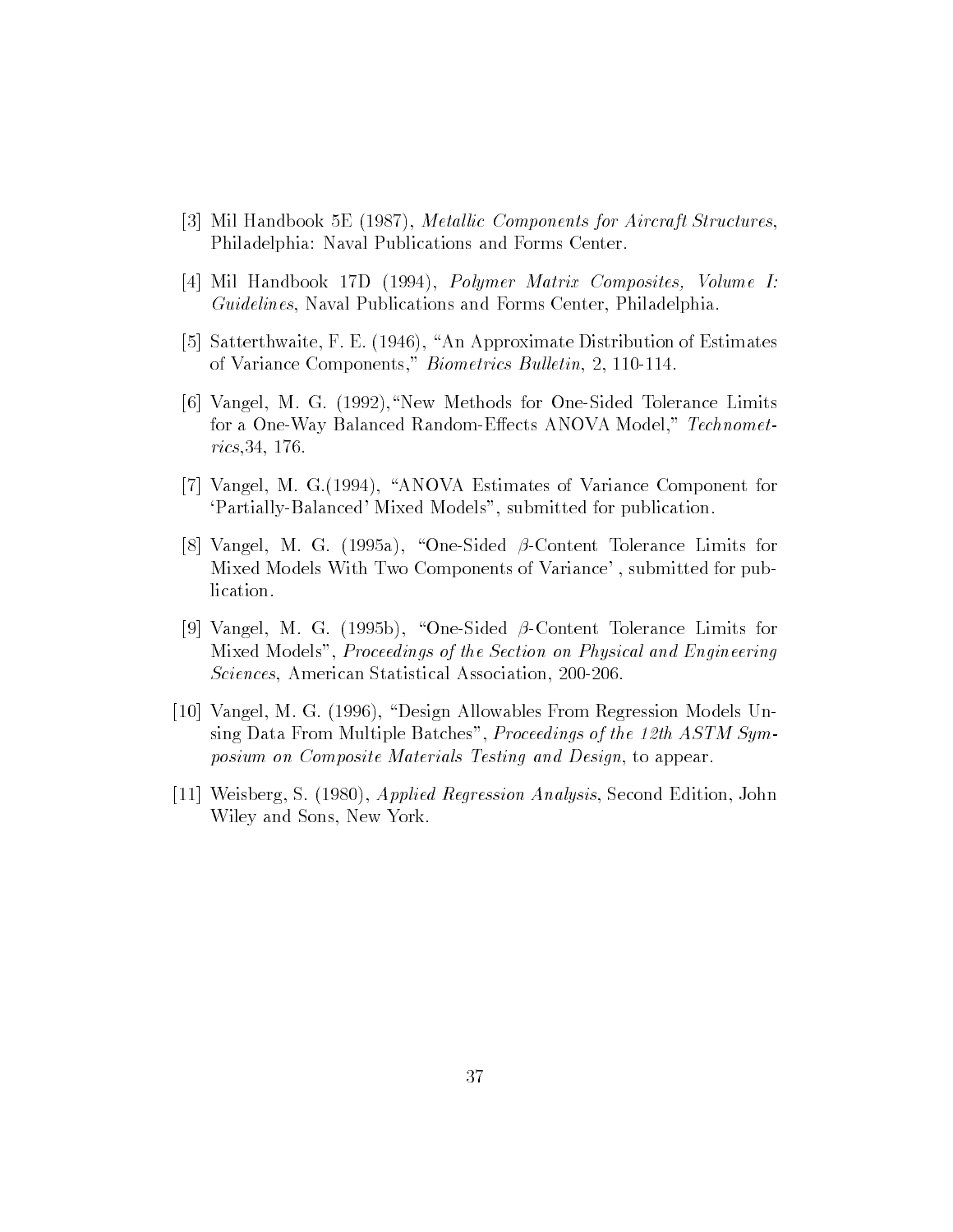[3] Mil Handbook 5E (1987), *Metallic Components for Aircraft Structures*, Philadelphia: Naval Publications and Forms Center.

[4] Mil Handbook 17D (1994), *Polymer Matrix Composites, Volume I: Guidelines*, Naval Publications and Forms Center, Philadelphia.

[5] Satterthwaite, F. E. (1946), "An Approximate Distribution of Estimates of Variance Components," *Biometrics Bulletin*, 2, 110-114.

[6] Vangel, M. G. (1992),"New Methods for One-Sided Tolerance Limits for a One-Way Balanced Random-Effects ANOVA Model," *Technometrics*,34, 176.

[7] Vangel, M. G.(1994), "ANOVA Estimates of Variance Component for 'Partially-Balanced' Mixed Models", submitted for publication.

[8] Vangel, M. G. (1995a), "One-Sided $\beta$-Content Tolerance Limits for Mixed Models With Two Components of Variance' , submitted for publication.

[9] Vangel, M. G. (1995b), "One-Sided $\beta$-Content Tolerance Limits for Mixed Models", *Proceedings of the Section on Physical and Engineering Sciences*, American Statistical Association, 200-206.

[10] Vangel, M. G. (1996), "Design Allowables From Regression Models Unsing Data From Multiple Batches", *Proceedings of the 12th ASTM Symposium on Composite Materials Testing and Design*, to appear.

[11] Weisberg, S. (1980), *Applied Regression Analysis*, Second Edition, John Wiley and Sons, New York.